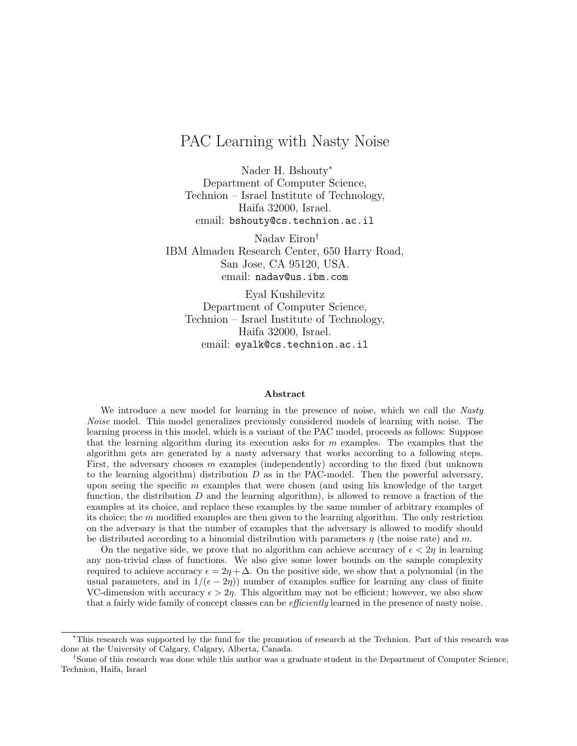# PAC Learning with Nasty Noise

Nader H. Bshouty*
Department of Computer Science,
Technion – Israel Institute of Technology,
Haifa 32000, Israel.
email: `bshouty@cs.technion.ac.il`

Nadav Eiron†
IBM Almaden Research Center, 650 Harry Road,
San Jose, CA 95120, USA.
email: `nadav@us.ibm.com`

Eyal Kushilevitz
Department of Computer Science,
Technion – Israel Institute of Technology,
Haifa 32000, Israel.
email: `eyalk@cs.technion.ac.il`

### Abstract

We introduce a new model for learning in the presence of noise, which we call the *Nasty Noise* model. This model generalizes previously considered models of learning with noise. The learning process in this model, which is a variant of the PAC model, proceeds as follows: Suppose that the learning algorithm during its execution asks for $m$ examples. The examples that the algorithm gets are generated by a nasty adversary that works according to a following steps. First, the adversary chooses $m$ examples (independently) according to the fixed (but unknown to the learning algorithm) distribution $D$ as in the PAC-model. Then the powerful adversary, upon seeing the specific $m$ examples that were chosen (and using his knowledge of the target function, the distribution $D$ and the learning algorithm), is allowed to remove a fraction of the examples at its choice, and replace these examples by the same number of arbitrary examples of its choice; the $m$ modified examples are then given to the learning algorithm. The only restriction on the adversary is that the number of examples that the adversary is allowed to modify should be distributed according to a binomial distribution with parameters $\eta$ (the noise rate) and $m$.

On the negative side, we prove that no algorithm can achieve accuracy of $\epsilon < 2\eta$ in learning any non-trivial class of functions. We also give some lower bounds on the sample complexity required to achieve accuracy $\epsilon = 2\eta + \Delta$. On the positive side, we show that a polynomial (in the usual parameters, and in $1/(\epsilon - 2\eta)$) number of examples suffice for learning any class of finite VC-dimension with accuracy $\epsilon > 2\eta$. This algorithm may not be efficient; however, we also show that a fairly wide family of concept classes can be *efficiently* learned in the presence of nasty noise.

---

*This research was supported by the fund for the promotion of research at the Technion. Part of this research was done at the University of Calgary, Calgary, Alberta, Canada.

†Some of this research was done while this author was a graduate student in the Department of Computer Science, Technion, Haifa, Israel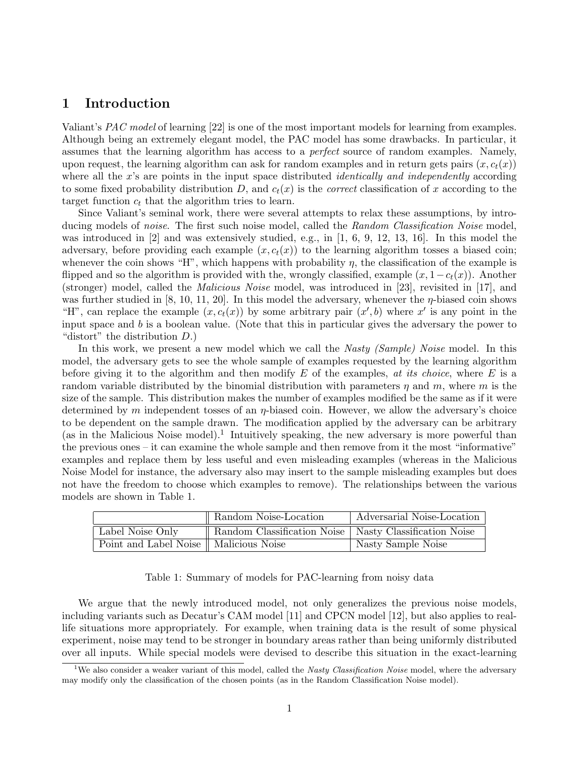# 1 Introduction

Valiant's *PAC model* of learning [22] is one of the most important models for learning from examples. Although being an extremely elegant model, the PAC model has some drawbacks. In particular, it assumes that the learning algorithm has access to a *perfect* source of random examples. Namely, upon request, the learning algorithm can ask for random examples and in return gets pairs $(x, c_t(x))$ where all the $x$'s are points in the input space distributed *identically and independently* according to some fixed probability distribution $D$, and $c_t(x)$ is the *correct* classification of $x$ according to the target function $c_t$ that the algorithm tries to learn.

Since Valiant's seminal work, there were several attempts to relax these assumptions, by introducing models of *noise*. The first such noise model, called the *Random Classification Noise* model, was introduced in [2] and was extensively studied, e.g., in [1, 6, 9, 12, 13, 16]. In this model the adversary, before providing each example $(x, c_t(x))$ to the learning algorithm tosses a biased coin; whenever the coin shows "H", which happens with probability $\eta$, the classification of the example is flipped and so the algorithm is provided with the, wrongly classified, example $(x, 1 - c_t(x))$. Another (stronger) model, called the *Malicious Noise* model, was introduced in [23], revisited in [17], and was further studied in [8, 10, 11, 20]. In this model the adversary, whenever the $\eta$-biased coin shows "H", can replace the example $(x, c_t(x))$ by some arbitrary pair $(x', b)$ where $x'$ is any point in the input space and $b$ is a boolean value. (Note that this in particular gives the adversary the power to "distort" the distribution $D$.)

In this work, we present a new model which we call the *Nasty (Sample) Noise* model. In this model, the adversary gets to see the whole sample of examples requested by the learning algorithm before giving it to the algorithm and then modify $E$ of the examples, *at its choice*, where $E$ is a random variable distributed by the binomial distribution with parameters $\eta$ and $m$, where $m$ is the size of the sample. This distribution makes the number of examples modified be the same as if it were determined by $m$ independent tosses of an $\eta$-biased coin. However, we allow the adversary's choice to be dependent on the sample drawn. The modification applied by the adversary can be arbitrary (as in the Malicious Noise model).[1] Intuitively speaking, the new adversary is more powerful than the previous ones – it can examine the whole sample and then remove from it the most "informative" examples and replace them by less useful and even misleading examples (whereas in the Malicious Noise Model for instance, the adversary also may insert to the sample misleading examples but does not have the freedom to choose which examples to remove). The relationships between the various models are shown in Table 1.

| | Random Noise-Location | Adversarial Noise-Location |
|---|---|---|
| Label Noise Only | Random Classification Noise | Nasty Classification Noise |
| Point and Label Noise | Malicious Noise | Nasty Sample Noise |

Table 1: Summary of models for PAC-learning from noisy data

We argue that the newly introduced model, not only generalizes the previous noise models, including variants such as Decatur's CAM model [11] and CPCN model [12], but also applies to real-life situations more appropriately. For example, when training data is the result of some physical experiment, noise may tend to be stronger in boundary areas rather than being uniformly distributed over all inputs. While special models were devised to describe this situation in the exact-learning

[1] We also consider a weaker variant of this model, called the *Nasty Classification Noise* model, where the adversary may modify only the classification of the chosen points (as in the Random Classification Noise model).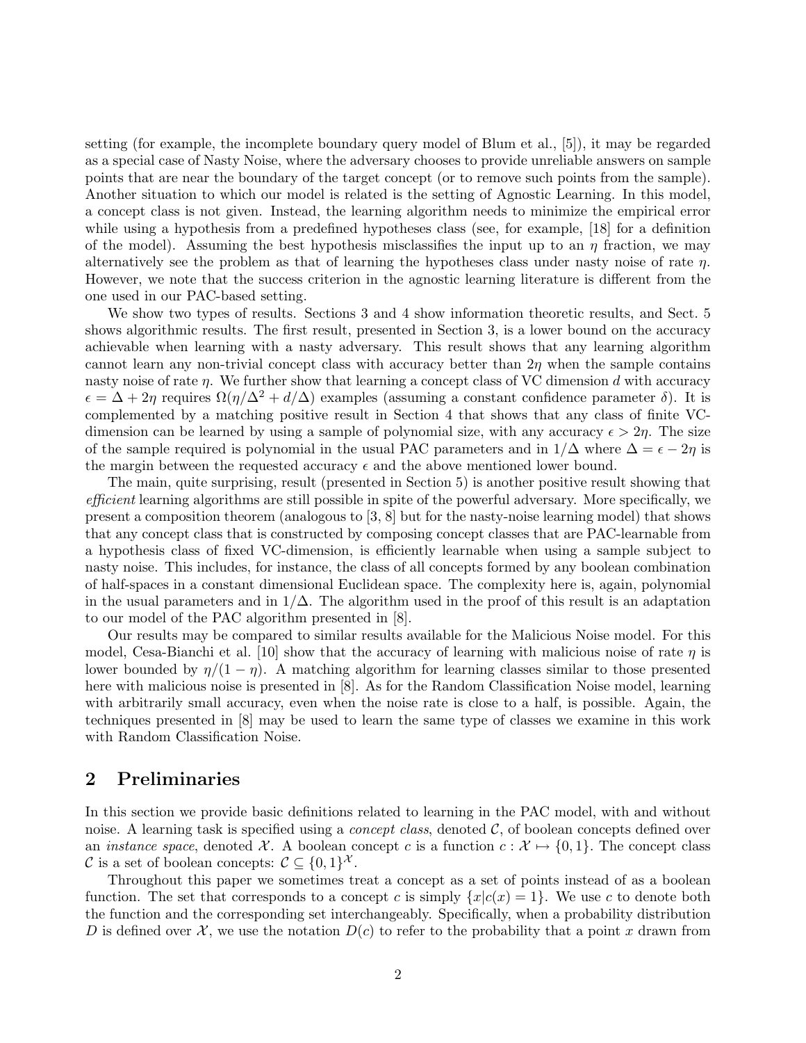setting (for example, the incomplete boundary query model of Blum et al., [5]), it may be regarded as a special case of Nasty Noise, where the adversary chooses to provide unreliable answers on sample points that are near the boundary of the target concept (or to remove such points from the sample). Another situation to which our model is related is the setting of Agnostic Learning. In this model, a concept class is not given. Instead, the learning algorithm needs to minimize the empirical error while using a hypothesis from a predefined hypotheses class (see, for example, [18] for a definition of the model). Assuming the best hypothesis misclassifies the input up to an $\eta$ fraction, we may alternatively see the problem as that of learning the hypotheses class under nasty noise of rate $\eta$. However, we note that the success criterion in the agnostic learning literature is different from the one used in our PAC-based setting.

We show two types of results. Sections 3 and 4 show information theoretic results, and Sect. 5 shows algorithmic results. The first result, presented in Section 3, is a lower bound on the accuracy achievable when learning with a nasty adversary. This result shows that any learning algorithm cannot learn any non-trivial concept class with accuracy better than $2\eta$ when the sample contains nasty noise of rate $\eta$. We further show that learning a concept class of VC dimension $d$ with accuracy $\epsilon = \Delta + 2\eta$ requires $\Omega(\eta/\Delta^2 + d/\Delta)$ examples (assuming a constant confidence parameter $\delta$). It is complemented by a matching positive result in Section 4 that shows that any class of finite VC-dimension can be learned by using a sample of polynomial size, with any accuracy $\epsilon > 2\eta$. The size of the sample required is polynomial in the usual PAC parameters and in $1/\Delta$ where $\Delta = \epsilon - 2\eta$ is the margin between the requested accuracy $\epsilon$ and the above mentioned lower bound.

The main, quite surprising, result (presented in Section 5) is another positive result showing that *efficient* learning algorithms are still possible in spite of the powerful adversary. More specifically, we present a composition theorem (analogous to [3, 8] but for the nasty-noise learning model) that shows that any concept class that is constructed by composing concept classes that are PAC-learnable from a hypothesis class of fixed VC-dimension, is efficiently learnable when using a sample subject to nasty noise. This includes, for instance, the class of all concepts formed by any boolean combination of half-spaces in a constant dimensional Euclidean space. The complexity here is, again, polynomial in the usual parameters and in $1/\Delta$. The algorithm used in the proof of this result is an adaptation to our model of the PAC algorithm presented in [8].

Our results may be compared to similar results available for the Malicious Noise model. For this model, Cesa-Bianchi et al. [10] show that the accuracy of learning with malicious noise of rate $\eta$ is lower bounded by $\eta/(1-\eta)$. A matching algorithm for learning classes similar to those presented here with malicious noise is presented in [8]. As for the Random Classification Noise model, learning with arbitrarily small accuracy, even when the noise rate is close to a half, is possible. Again, the techniques presented in [8] may be used to learn the same type of classes we examine in this work with Random Classification Noise.

## 2 Preliminaries

In this section we provide basic definitions related to learning in the PAC model, with and without noise. A learning task is specified using a *concept class*, denoted $\mathcal{C}$, of boolean concepts defined over an *instance space*, denoted $\mathcal{X}$. A boolean concept $c$ is a function $c : \mathcal{X} \mapsto \{0, 1\}$. The concept class $\mathcal{C}$ is a set of boolean concepts: $\mathcal{C} \subseteq \{0, 1\}^{\mathcal{X}}$.

Throughout this paper we sometimes treat a concept as a set of points instead of as a boolean function. The set that corresponds to a concept $c$ is simply $\{x | c(x) = 1\}$. We use $c$ to denote both the function and the corresponding set interchangeably. Specifically, when a probability distribution $D$ is defined over $\mathcal{X}$, we use the notation $D(c)$ to refer to the probability that a point $x$ drawn from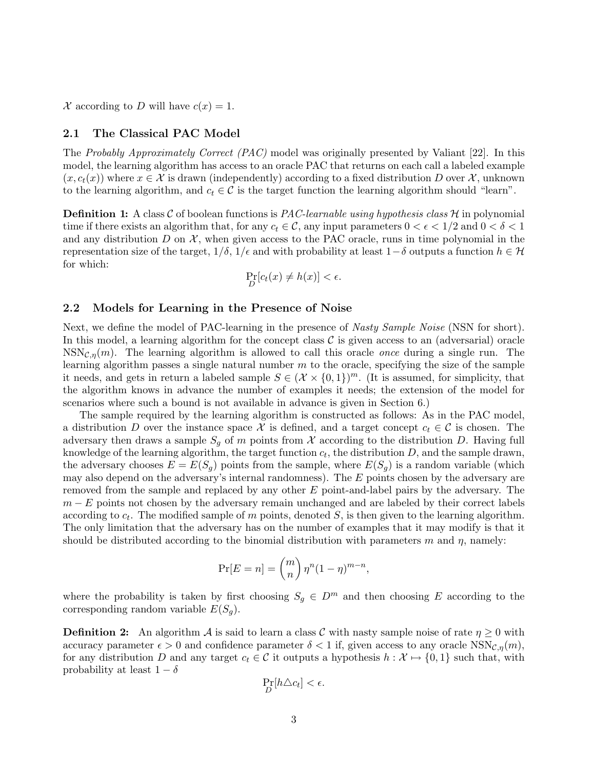$\mathcal{X}$ according to $D$ will have $c(x) = 1$.

### 2.1 The Classical PAC Model

The *Probably Approximately Correct (PAC)* model was originally presented by Valiant [22]. In this model, the learning algorithm has access to an oracle PAC that returns on each call a labeled example $(x, c_t(x))$ where $x \in \mathcal{X}$ is drawn (independently) according to a fixed distribution $D$ over $\mathcal{X}$, unknown to the learning algorithm, and $c_t \in \mathcal{C}$ is the target function the learning algorithm should "learn".

**Definition 1:** A class $\mathcal{C}$ of boolean functions is *PAC-learnable using hypothesis class* $\mathcal{H}$ in polynomial time if there exists an algorithm that, for any $c_t \in \mathcal{C}$, any input parameters $0 < \epsilon < 1/2$ and $0 < \delta < 1$ and any distribution $D$ on $\mathcal{X}$, when given access to the PAC oracle, runs in time polynomial in the representation size of the target, $1/\delta$, $1/\epsilon$ and with probability at least $1-\delta$ outputs a function $h \in \mathcal{H}$ for which:

$$\Pr_D[c_t(x) \neq h(x)] < \epsilon.$$

### 2.2 Models for Learning in the Presence of Noise

Next, we define the model of PAC-learning in the presence of *Nasty Sample Noise* (NSN for short). In this model, a learning algorithm for the concept class $\mathcal{C}$ is given access to an (adversarial) oracle $\text{NSN}_{\mathcal{C},\eta}(m)$. The learning algorithm is allowed to call this oracle *once* during a single run. The learning algorithm passes a single natural number $m$ to the oracle, specifying the size of the sample it needs, and gets in return a labeled sample $S \in (\mathcal{X} \times \{0,1\})^m$. (It is assumed, for simplicity, that the algorithm knows in advance the number of examples it needs; the extension of the model for scenarios where such a bound is not available in advance is given in Section 6.)

The sample required by the learning algorithm is constructed as follows: As in the PAC model, a distribution $D$ over the instance space $\mathcal{X}$ is defined, and a target concept $c_t \in \mathcal{C}$ is chosen. The adversary then draws a sample $S_g$ of $m$ points from $\mathcal{X}$ according to the distribution $D$. Having full knowledge of the learning algorithm, the target function $c_t$, the distribution $D$, and the sample drawn, the adversary chooses $E = E(S_g)$ points from the sample, where $E(S_g)$ is a random variable (which may also depend on the adversary's internal randomness). The $E$ points chosen by the adversary are removed from the sample and replaced by any other $E$ point-and-label pairs by the adversary. The $m - E$ points not chosen by the adversary remain unchanged and are labeled by their correct labels according to $c_t$. The modified sample of $m$ points, denoted $S$, is then given to the learning algorithm. The only limitation that the adversary has on the number of examples that it may modify is that it should be distributed according to the binomial distribution with parameters $m$ and $\eta$, namely:

$$\Pr[E = n] = \binom{m}{n} \eta^n (1-\eta)^{m-n},$$

where the probability is taken by first choosing $S_g \in D^m$ and then choosing $E$ according to the corresponding random variable $E(S_g)$.

**Definition 2:** An algorithm $\mathcal{A}$ is said to learn a class $\mathcal{C}$ with nasty sample noise of rate $\eta \geq 0$ with accuracy parameter $\epsilon > 0$ and confidence parameter $\delta < 1$ if, given access to any oracle $\text{NSN}_{\mathcal{C},\eta}(m)$, for any distribution $D$ and any target $c_t \in \mathcal{C}$ it outputs a hypothesis $h : \mathcal{X} \mapsto \{0,1\}$ such that, with probability at least $1 - \delta$

$$\Pr_D[h \triangle c_t] < \epsilon.$$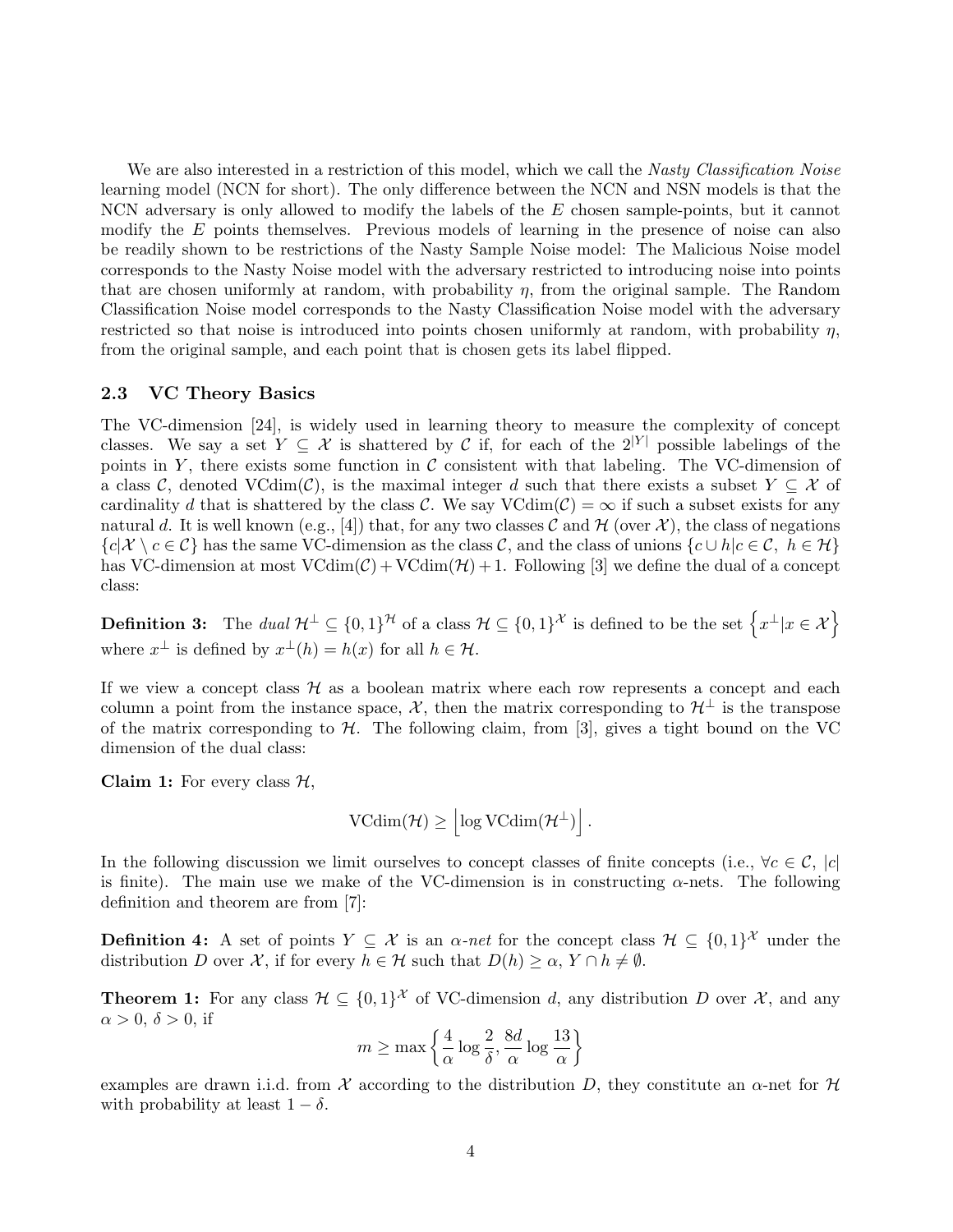We are also interested in a restriction of this model, which we call the *Nasty Classification Noise* learning model (NCN for short). The only difference between the NCN and NSN models is that the NCN adversary is only allowed to modify the labels of the $E$ chosen sample-points, but it cannot modify the $E$ points themselves. Previous models of learning in the presence of noise can also be readily shown to be restrictions of the Nasty Sample Noise model: The Malicious Noise model corresponds to the Nasty Noise model with the adversary restricted to introducing noise into points that are chosen uniformly at random, with probability $\eta$, from the original sample. The Random Classification Noise model corresponds to the Nasty Classification Noise model with the adversary restricted so that noise is introduced into points chosen uniformly at random, with probability $\eta$, from the original sample, and each point that is chosen gets its label flipped.

### 2.3 VC Theory Basics

The VC-dimension [24], is widely used in learning theory to measure the complexity of concept classes. We say a set $Y \subseteq \mathcal{X}$ is shattered by $\mathcal{C}$ if, for each of the $2^{|Y|}$ possible labelings of the points in $Y$, there exists some function in $\mathcal{C}$ consistent with that labeling. The VC-dimension of a class $\mathcal{C}$, denoted $\text{VCdim}(\mathcal{C})$, is the maximal integer $d$ such that there exists a subset $Y \subseteq \mathcal{X}$ of cardinality $d$ that is shattered by the class $\mathcal{C}$. We say $\text{VCdim}(\mathcal{C}) = \infty$ if such a subset exists for any natural $d$. It is well known (e.g., [4]) that, for any two classes $\mathcal{C}$ and $\mathcal{H}$ (over $\mathcal{X}$), the class of negations $\{c | \mathcal{X} \setminus c \in \mathcal{C}\}$ has the same VC-dimension as the class $\mathcal{C}$, and the class of unions $\{c \cup h | c \in \mathcal{C},\ h \in \mathcal{H}\}$ has VC-dimension at most $\text{VCdim}(\mathcal{C}) + \text{VCdim}(\mathcal{H}) + 1$. Following [3] we define the dual of a concept class:

**Definition 3:** The *dual* $\mathcal{H}^{\perp} \subseteq \{0,1\}^{\mathcal{H}}$ of a class $\mathcal{H} \subseteq \{0,1\}^{\mathcal{X}}$ is defined to be the set $\left\{x^{\perp} | x \in \mathcal{X}\right\}$ where $x^{\perp}$ is defined by $x^{\perp}(h) = h(x)$ for all $h \in \mathcal{H}$.

If we view a concept class $\mathcal{H}$ as a boolean matrix where each row represents a concept and each column a point from the instance space, $\mathcal{X}$, then the matrix corresponding to $\mathcal{H}^{\perp}$ is the transpose of the matrix corresponding to $\mathcal{H}$. The following claim, from [3], gives a tight bound on the VC dimension of the dual class:

**Claim 1:** For every class $\mathcal{H}$,

$$\text{VCdim}(\mathcal{H}) \geq \left\lfloor \log \text{VCdim}(\mathcal{H}^{\perp}) \right\rfloor.$$

In the following discussion we limit ourselves to concept classes of finite concepts (i.e., $\forall c \in \mathcal{C},\ |c|$ is finite). The main use we make of the VC-dimension is in constructing $\alpha$-nets. The following definition and theorem are from [7]:

**Definition 4:** A set of points $Y \subseteq \mathcal{X}$ is an *$\alpha$-net* for the concept class $\mathcal{H} \subseteq \{0,1\}^{\mathcal{X}}$ under the distribution $D$ over $\mathcal{X}$, if for every $h \in \mathcal{H}$ such that $D(h) \geq \alpha$, $Y \cap h \neq \emptyset$.

**Theorem 1:** For any class $\mathcal{H} \subseteq \{0,1\}^{\mathcal{X}}$ of VC-dimension $d$, any distribution $D$ over $\mathcal{X}$, and any $\alpha > 0$, $\delta > 0$, if

$$m \geq \max\left\{\frac{4}{\alpha}\log\frac{2}{\delta}, \frac{8d}{\alpha}\log\frac{13}{\alpha}\right\}$$

examples are drawn i.i.d. from $\mathcal{X}$ according to the distribution $D$, they constitute an $\alpha$-net for $\mathcal{H}$ with probability at least $1 - \delta$.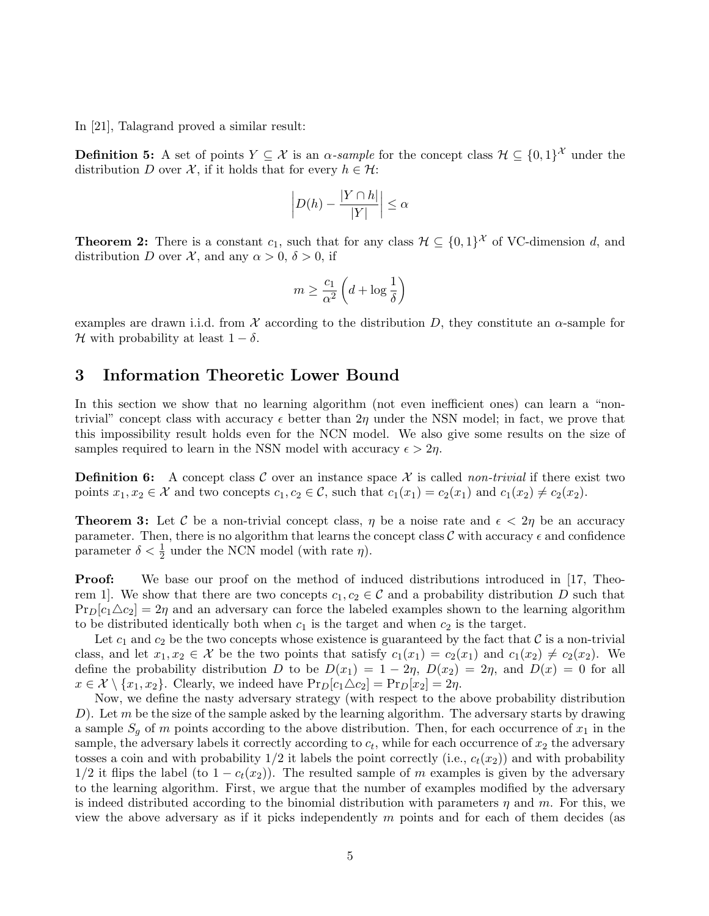In [21], Talagrand proved a similar result:

**Definition 5:** A set of points $Y \subseteq \mathcal{X}$ is an *$\alpha$-sample* for the concept class $\mathcal{H} \subseteq \{0,1\}^{\mathcal{X}}$ under the distribution $D$ over $\mathcal{X}$, if it holds that for every $h \in \mathcal{H}$:

$$\left| D(h) - \frac{|Y \cap h|}{|Y|} \right| \leq \alpha$$

**Theorem 2:** There is a constant $c_1$, such that for any class $\mathcal{H} \subseteq \{0,1\}^{\mathcal{X}}$ of VC-dimension $d$, and distribution $D$ over $\mathcal{X}$, and any $\alpha > 0$, $\delta > 0$, if

$$m \geq \frac{c_1}{\alpha^2} \left( d + \log \frac{1}{\delta} \right)$$

examples are drawn i.i.d. from $\mathcal{X}$ according to the distribution $D$, they constitute an $\alpha$-sample for $\mathcal{H}$ with probability at least $1 - \delta$.

## 3 Information Theoretic Lower Bound

In this section we show that no learning algorithm (not even inefficient ones) can learn a "non-trivial" concept class with accuracy $\epsilon$ better than $2\eta$ under the NSN model; in fact, we prove that this impossibility result holds even for the NCN model. We also give some results on the size of samples required to learn in the NSN model with accuracy $\epsilon > 2\eta$.

**Definition 6:** A concept class $\mathcal{C}$ over an instance space $\mathcal{X}$ is called *non-trivial* if there exist two points $x_1, x_2 \in \mathcal{X}$ and two concepts $c_1, c_2 \in \mathcal{C}$, such that $c_1(x_1) = c_2(x_1)$ and $c_1(x_2) \neq c_2(x_2)$.

**Theorem 3:** Let $\mathcal{C}$ be a non-trivial concept class, $\eta$ be a noise rate and $\epsilon < 2\eta$ be an accuracy parameter. Then, there is no algorithm that learns the concept class $\mathcal{C}$ with accuracy $\epsilon$ and confidence parameter $\delta < \frac{1}{2}$ under the NCN model (with rate $\eta$).

**Proof:** We base our proof on the method of induced distributions introduced in [17, Theorem 1]. We show that there are two concepts $c_1, c_2 \in \mathcal{C}$ and a probability distribution $D$ such that $\Pr_D[c_1 \triangle c_2] = 2\eta$ and an adversary can force the labeled examples shown to the learning algorithm to be distributed identically both when $c_1$ is the target and when $c_2$ is the target.

Let $c_1$ and $c_2$ be the two concepts whose existence is guaranteed by the fact that $\mathcal{C}$ is a non-trivial class, and let $x_1, x_2 \in \mathcal{X}$ be the two points that satisfy $c_1(x_1) = c_2(x_1)$ and $c_1(x_2) \neq c_2(x_2)$. We define the probability distribution $D$ to be $D(x_1) = 1 - 2\eta$, $D(x_2) = 2\eta$, and $D(x) = 0$ for all $x \in \mathcal{X} \setminus \{x_1, x_2\}$. Clearly, we indeed have $\Pr_D[c_1 \triangle c_2] = \Pr_D[x_2] = 2\eta$.

Now, we define the nasty adversary strategy (with respect to the above probability distribution $D$). Let $m$ be the size of the sample asked by the learning algorithm. The adversary starts by drawing a sample $S_g$ of $m$ points according to the above distribution. Then, for each occurrence of $x_1$ in the sample, the adversary labels it correctly according to $c_t$, while for each occurrence of $x_2$ the adversary tosses a coin and with probability 1/2 it labels the point correctly (i.e., $c_t(x_2)$) and with probability 1/2 it flips the label (to $1 - c_t(x_2)$). The resulted sample of $m$ examples is given by the adversary to the learning algorithm. First, we argue that the number of examples modified by the adversary is indeed distributed according to the binomial distribution with parameters $\eta$ and $m$. For this, we view the above adversary as if it picks independently $m$ points and for each of them decides (as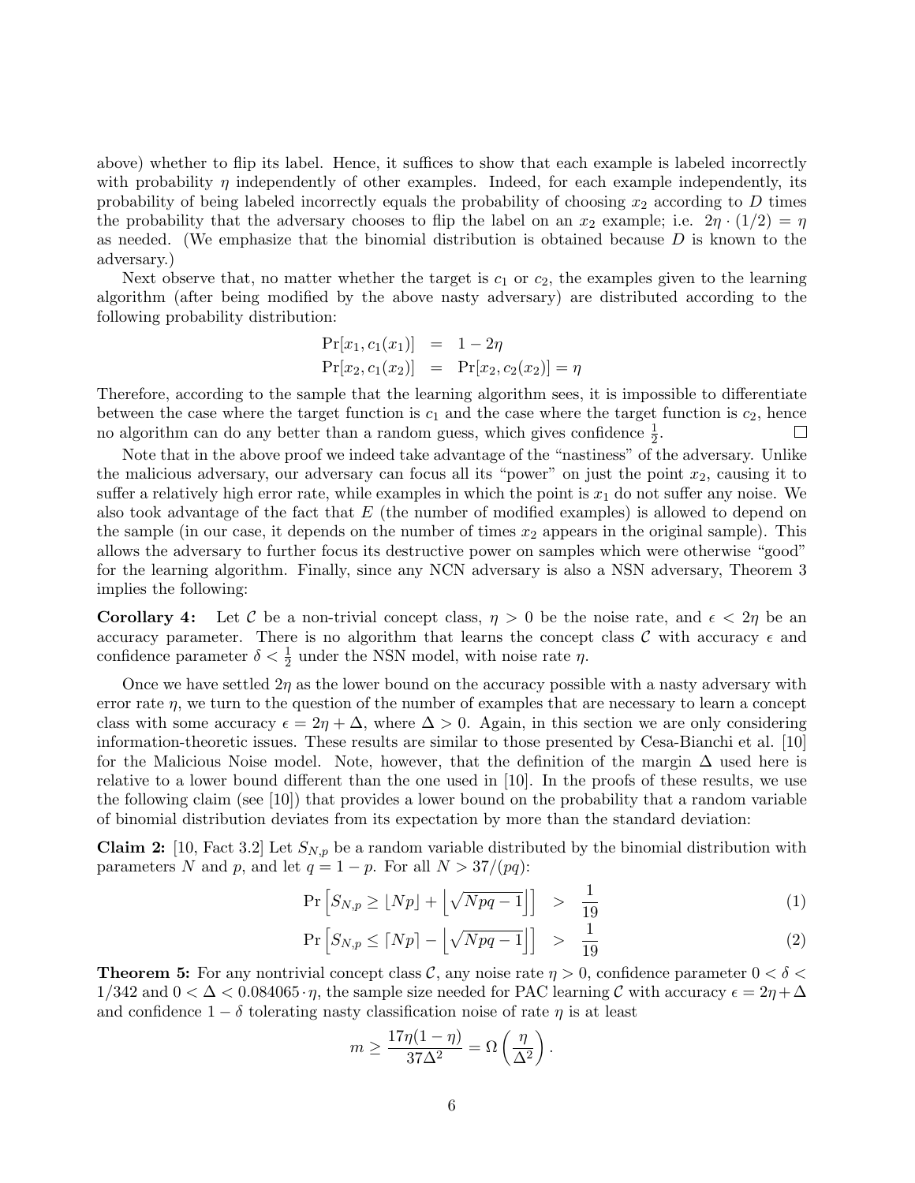above) whether to flip its label. Hence, it suffices to show that each example is labeled incorrectly with probability $\eta$ independently of other examples. Indeed, for each example independently, its probability of being labeled incorrectly equals the probability of choosing $x_2$ according to $D$ times the probability that the adversary chooses to flip the label on an $x_2$ example; i.e. $2\eta \cdot (1/2) = \eta$ as needed. (We emphasize that the binomial distribution is obtained because $D$ is known to the adversary.)

Next observe that, no matter whether the target is $c_1$ or $c_2$, the examples given to the learning algorithm (after being modified by the above nasty adversary) are distributed according to the following probability distribution:

$$
\begin{aligned}
\Pr[x_1, c_1(x_1)] &= 1 - 2\eta \\
\Pr[x_2, c_1(x_2)] &= \Pr[x_2, c_2(x_2)] = \eta
\end{aligned}
$$

Therefore, according to the sample that the learning algorithm sees, it is impossible to differentiate between the case where the target function is $c_1$ and the case where the target function is $c_2$, hence no algorithm can do any better than a random guess, which gives confidence $\frac{1}{2}$. □

Note that in the above proof we indeed take advantage of the "nastiness" of the adversary. Unlike the malicious adversary, our adversary can focus all its "power" on just the point $x_2$, causing it to suffer a relatively high error rate, while examples in which the point is $x_1$ do not suffer any noise. We also took advantage of the fact that $E$ (the number of modified examples) is allowed to depend on the sample (in our case, it depends on the number of times $x_2$ appears in the original sample). This allows the adversary to further focus its destructive power on samples which were otherwise "good" for the learning algorithm. Finally, since any NCN adversary is also a NSN adversary, Theorem 3 implies the following:

**Corollary 4:** Let $\mathcal{C}$ be a non-trivial concept class, $\eta > 0$ be the noise rate, and $\epsilon < 2\eta$ be an accuracy parameter. There is no algorithm that learns the concept class $\mathcal{C}$ with accuracy $\epsilon$ and confidence parameter $\delta < \frac{1}{2}$ under the NSN model, with noise rate $\eta$.

Once we have settled $2\eta$ as the lower bound on the accuracy possible with a nasty adversary with error rate $\eta$, we turn to the question of the number of examples that are necessary to learn a concept class with some accuracy $\epsilon = 2\eta + \Delta$, where $\Delta > 0$. Again, in this section we are only considering information-theoretic issues. These results are similar to those presented by Cesa-Bianchi et al. [10] for the Malicious Noise model. Note, however, that the definition of the margin $\Delta$ used here is relative to a lower bound different than the one used in [10]. In the proofs of these results, we use the following claim (see [10]) that provides a lower bound on the probability that a random variable of binomial distribution deviates from its expectation by more than the standard deviation:

**Claim 2:** [10, Fact 3.2] Let $S_{N,p}$ be a random variable distributed by the binomial distribution with parameters $N$ and $p$, and let $q = 1 - p$. For all $N > 37/(pq)$:

$$
\Pr\left[S_{N,p} \geq \lfloor Np \rfloor + \left\lfloor \sqrt{Npq - 1} \right\rfloor\right] > \frac{1}{19} \tag{1}
$$

$$
\Pr\left[S_{N,p} \leq \lceil Np \rceil - \left\lfloor \sqrt{Npq - 1} \right\rfloor\right] > \frac{1}{19} \tag{2}
$$

**Theorem 5:** For any nontrivial concept class $\mathcal{C}$, any noise rate $\eta > 0$, confidence parameter $0 < \delta < 1/342$ and $0 < \Delta < 0.084065 \cdot \eta$, the sample size needed for PAC learning $\mathcal{C}$ with accuracy $\epsilon = 2\eta + \Delta$ and confidence $1 - \delta$ tolerating nasty classification noise of rate $\eta$ is at least

$$
m \geq \frac{17\eta(1-\eta)}{37\Delta^2} = \Omega\left(\frac{\eta}{\Delta^2}\right).
$$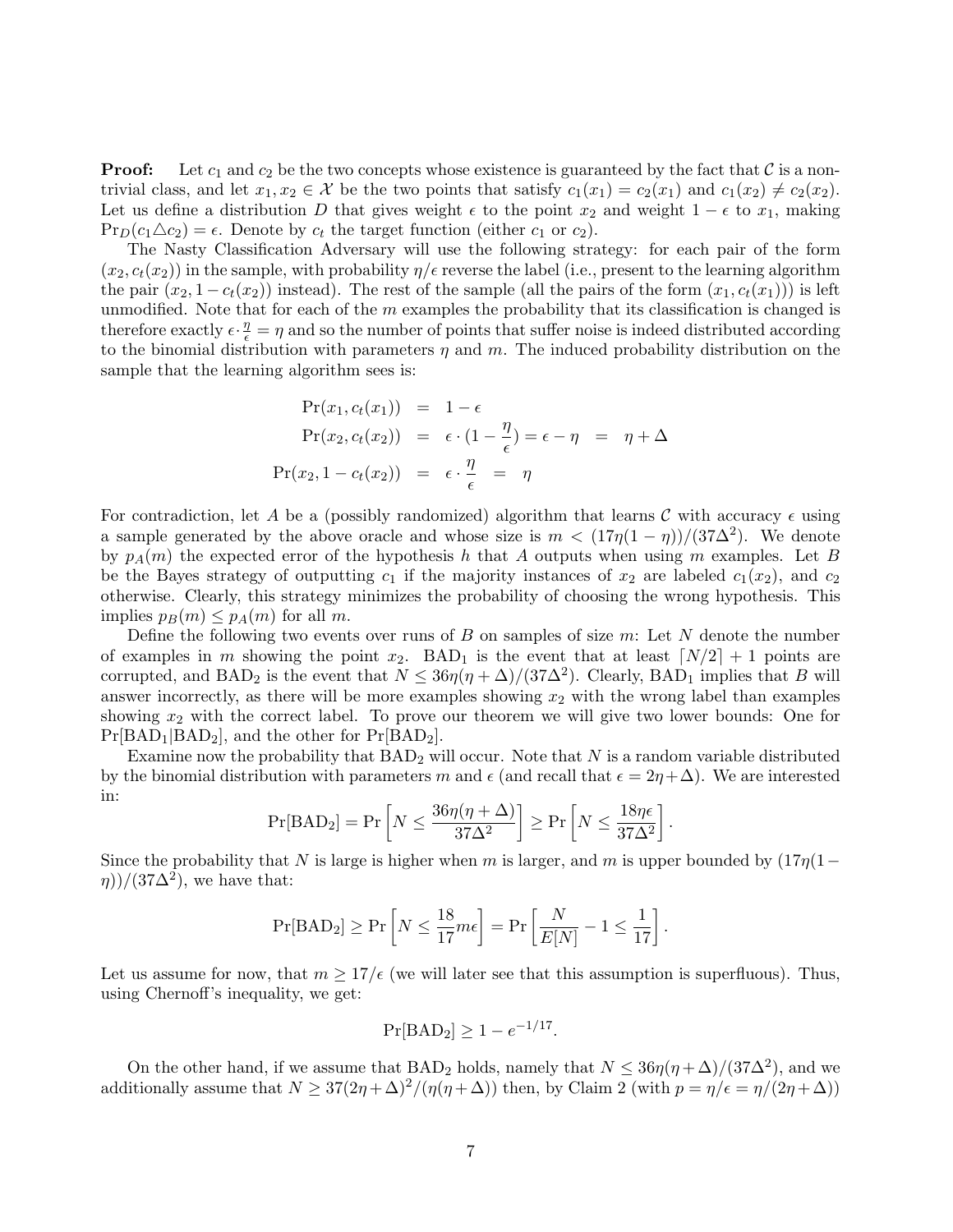**Proof:** Let $c_1$ and $c_2$ be the two concepts whose existence is guaranteed by the fact that $\mathcal{C}$ is a non-trivial class, and let $x_1, x_2 \in \mathcal{X}$ be the two points that satisfy $c_1(x_1) = c_2(x_1)$ and $c_1(x_2) \neq c_2(x_2)$. Let us define a distribution $D$ that gives weight $\epsilon$ to the point $x_2$ and weight $1-\epsilon$ to $x_1$, making $\Pr_D(c_1 \triangle c_2) = \epsilon$. Denote by $c_t$ the target function (either $c_1$ or $c_2$).

The Nasty Classification Adversary will use the following strategy: for each pair of the form $(x_2, c_t(x_2))$ in the sample, with probability $\eta/\epsilon$ reverse the label (i.e., present to the learning algorithm the pair $(x_2, 1 - c_t(x_2))$ instead). The rest of the sample (all the pairs of the form $(x_1, c_t(x_1))$) is left unmodified. Note that for each of the $m$ examples the probability that its classification is changed is therefore exactly $\epsilon \cdot \frac{\eta}{\epsilon} = \eta$ and so the number of points that suffer noise is indeed distributed according to the binomial distribution with parameters $\eta$ and $m$. The induced probability distribution on the sample that the learning algorithm sees is:

$$
\begin{aligned}
\Pr(x_1, c_t(x_1)) &= 1 - \epsilon \\
\Pr(x_2, c_t(x_2)) &= \epsilon \cdot (1 - \frac{\eta}{\epsilon}) = \epsilon - \eta = \eta + \Delta \\
\Pr(x_2, 1 - c_t(x_2)) &= \epsilon \cdot \frac{\eta}{\epsilon} = \eta
\end{aligned}
$$

For contradiction, let $A$ be a (possibly randomized) algorithm that learns $\mathcal{C}$ with accuracy $\epsilon$ using a sample generated by the above oracle and whose size is $m < (17\eta(1-\eta))/(37\Delta^2)$. We denote by $p_A(m)$ the expected error of the hypothesis $h$ that $A$ outputs when using $m$ examples. Let $B$ be the Bayes strategy of outputting $c_1$ if the majority instances of $x_2$ are labeled $c_1(x_2)$, and $c_2$ otherwise. Clearly, this strategy minimizes the probability of choosing the wrong hypothesis. This implies $p_B(m) \leq p_A(m)$ for all $m$.

Define the following two events over runs of $B$ on samples of size $m$: Let $N$ denote the number of examples in $m$ showing the point $x_2$. $\text{BAD}_1$ is the event that at least $\lceil N/2 \rceil + 1$ points are corrupted, and $\text{BAD}_2$ is the event that $N \leq 36\eta(\eta+\Delta)/(37\Delta^2)$. Clearly, $\text{BAD}_1$ implies that $B$ will answer incorrectly, as there will be more examples showing $x_2$ with the wrong label than examples showing $x_2$ with the correct label. To prove our theorem we will give two lower bounds: One for $\Pr[\text{BAD}_1 | \text{BAD}_2]$, and the other for $\Pr[\text{BAD}_2]$.

Examine now the probability that $\text{BAD}_2$ will occur. Note that $N$ is a random variable distributed by the binomial distribution with parameters $m$ and $\epsilon$ (and recall that $\epsilon = 2\eta + \Delta$). We are interested in:

$$
\Pr[\text{BAD}_2] = \Pr\left[N \leq \frac{36\eta(\eta+\Delta)}{37\Delta^2}\right] \geq \Pr\left[N \leq \frac{18\eta\epsilon}{37\Delta^2}\right].
$$

Since the probability that $N$ is large is higher when $m$ is larger, and $m$ is upper bounded by $(17\eta(1-\eta))/(37\Delta^2)$, we have that:

$$
\Pr[\text{BAD}_2] \geq \Pr\left[N \leq \frac{18}{17} m\epsilon\right] = \Pr\left[\frac{N}{E[N]} - 1 \leq \frac{1}{17}\right].
$$

Let us assume for now, that $m \geq 17/\epsilon$ (we will later see that this assumption is superfluous). Thus, using Chernoff's inequality, we get:

$$
\Pr[\text{BAD}_2] \geq 1 - e^{-1/17}.
$$

On the other hand, if we assume that $\text{BAD}_2$ holds, namely that $N \leq 36\eta(\eta+\Delta)/(37\Delta^2)$, and we additionally assume that $N \geq 37(2\eta+\Delta)^2/(\eta(\eta+\Delta))$ then, by Claim 2 (with $p = \eta/\epsilon = \eta/(2\eta+\Delta)$)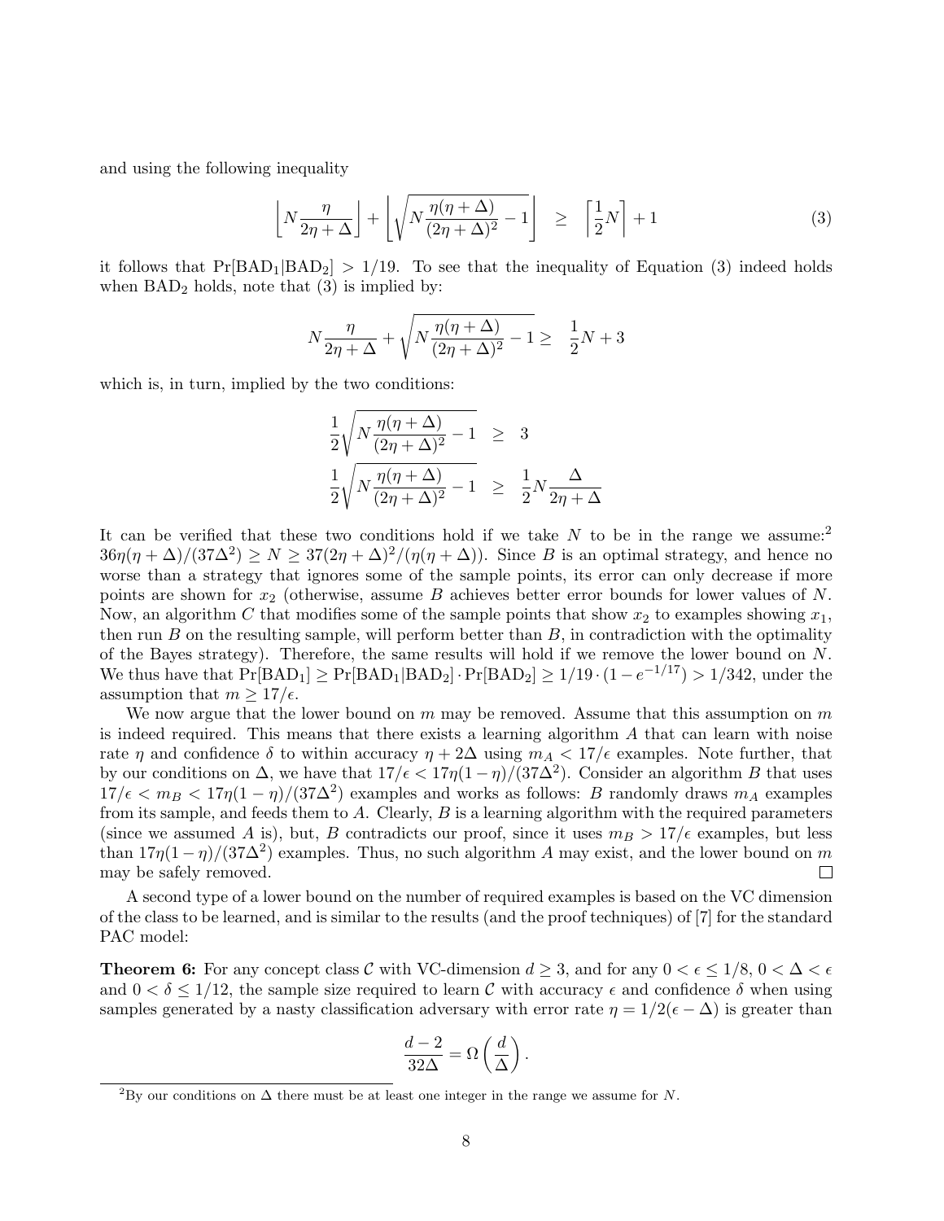and using the following inequality

$$\left\lfloor N\frac{\eta}{2\eta+\Delta}\right\rfloor + \left\lfloor\sqrt{N\frac{\eta(\eta+\Delta)}{(2\eta+\Delta)^2}-1}\right\rfloor \geq \left\lceil\frac{1}{2}N\right\rceil + 1 \tag{3}$$

it follows that $\Pr[\text{BAD}_1|\text{BAD}_2] > 1/19$. To see that the inequality of Equation (3) indeed holds when $\text{BAD}_2$ holds, note that (3) is implied by:

$$N\frac{\eta}{2\eta+\Delta} + \sqrt{N\frac{\eta(\eta+\Delta)}{(2\eta+\Delta)^2}-1} \geq \frac{1}{2}N + 3$$

which is, in turn, implied by the two conditions:

$$\frac{1}{2}\sqrt{N\frac{\eta(\eta+\Delta)}{(2\eta+\Delta)^2}-1} \geq 3$$

$$\frac{1}{2}\sqrt{N\frac{\eta(\eta+\Delta)}{(2\eta+\Delta)^2}-1} \geq \frac{1}{2}N\frac{\Delta}{2\eta+\Delta}$$

It can be verified that these two conditions hold if we take $N$ to be in the range we assume:[2] $36\eta(\eta+\Delta)/(37\Delta^2) \geq N \geq 37(2\eta+\Delta)^2/(\eta(\eta+\Delta))$. Since $B$ is an optimal strategy, and hence no worse than a strategy that ignores some of the sample points, its error can only decrease if more points are shown for $x_2$ (otherwise, assume $B$ achieves better error bounds for lower values of $N$. Now, an algorithm $C$ that modifies some of the sample points that show $x_2$ to examples showing $x_1$, then run $B$ on the resulting sample, will perform better than $B$, in contradiction with the optimality of the Bayes strategy). Therefore, the same results will hold if we remove the lower bound on $N$. We thus have that $\Pr[\text{BAD}_1] \geq \Pr[\text{BAD}_1|\text{BAD}_2]\cdot\Pr[\text{BAD}_2] \geq 1/19\cdot(1-e^{-1/17}) > 1/342$, under the assumption that $m \geq 17/\epsilon$.

We now argue that the lower bound on $m$ may be removed. Assume that this assumption on $m$ is indeed required. This means that there exists a learning algorithm $A$ that can learn with noise rate $\eta$ and confidence $\delta$ to within accuracy $\eta + 2\Delta$ using $m_A < 17/\epsilon$ examples. Note further, that by our conditions on $\Delta$, we have that $17/\epsilon < 17\eta(1-\eta)/(37\Delta^2)$. Consider an algorithm $B$ that uses $17/\epsilon < m_B < 17\eta(1-\eta)/(37\Delta^2)$ examples and works as follows: $B$ randomly draws $m_A$ examples from its sample, and feeds them to $A$. Clearly, $B$ is a learning algorithm with the required parameters (since we assumed $A$ is), but, $B$ contradicts our proof, since it uses $m_B > 17/\epsilon$ examples, but less than $17\eta(1-\eta)/(37\Delta^2)$ examples. Thus, no such algorithm $A$ may exist, and the lower bound on $m$ may be safely removed. □

A second type of a lower bound on the number of required examples is based on the VC dimension of the class to be learned, and is similar to the results (and the proof techniques) of [7] for the standard PAC model:

**Theorem 6:** For any concept class $\mathcal{C}$ with VC-dimension $d \geq 3$, and for any $0 < \epsilon \leq 1/8$, $0 < \Delta < \epsilon$ and $0 < \delta \leq 1/12$, the sample size required to learn $\mathcal{C}$ with accuracy $\epsilon$ and confidence $\delta$ when using samples generated by a nasty classification adversary with error rate $\eta = 1/2(\epsilon - \Delta)$ is greater than

$$\frac{d-2}{32\Delta} = \Omega\left(\frac{d}{\Delta}\right).$$

[2] By our conditions on $\Delta$ there must be at least one integer in the range we assume for $N$.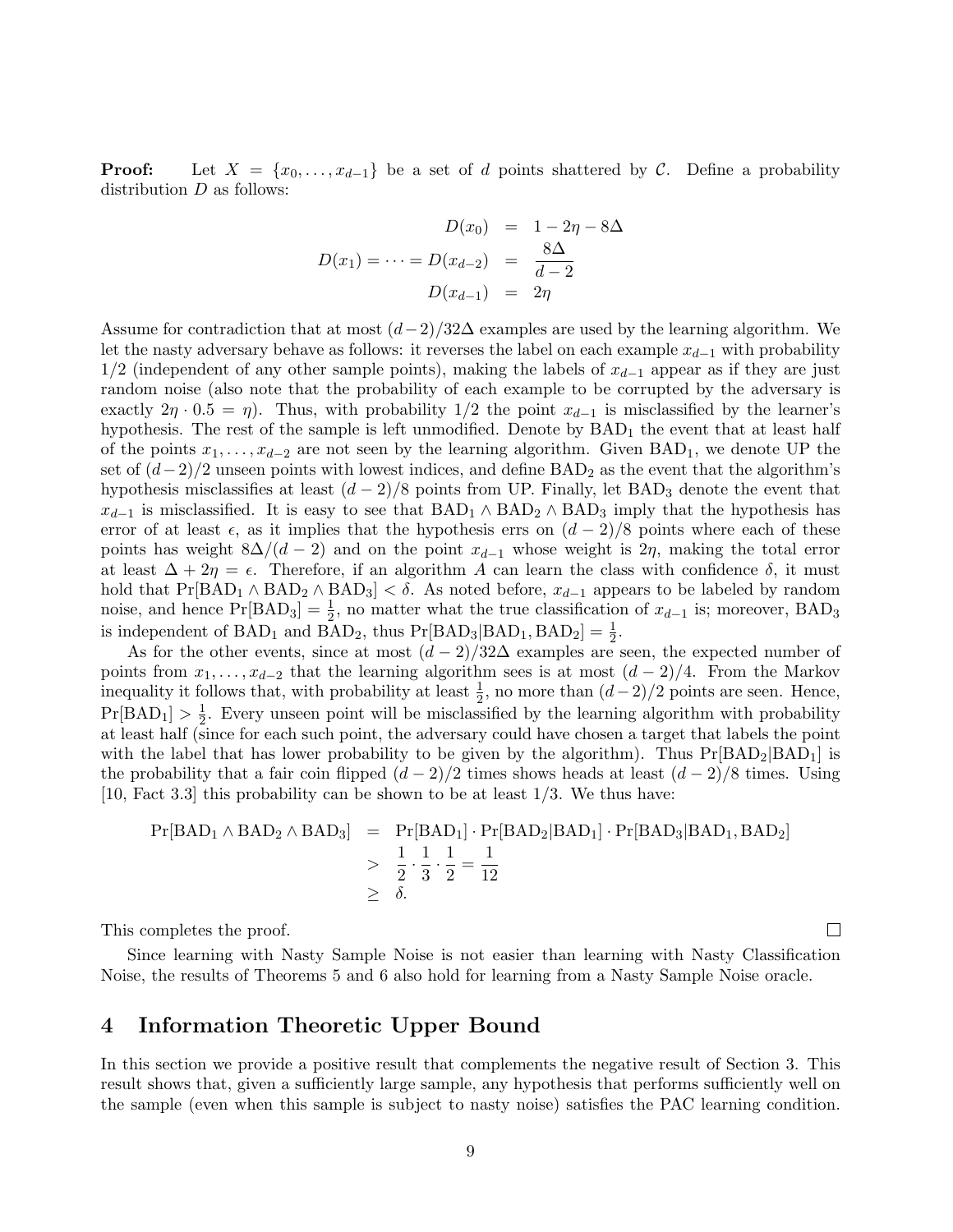**Proof:** Let $X = \{x_0, \ldots, x_{d-1}\}$ be a set of $d$ points shattered by $\mathcal{C}$. Define a probability distribution $D$ as follows:

$$
\begin{aligned}
D(x_0) &= 1 - 2\eta - 8\Delta \\
D(x_1) = \cdots = D(x_{d-2}) &= \frac{8\Delta}{d-2} \\
D(x_{d-1}) &= 2\eta
\end{aligned}
$$

Assume for contradiction that at most $(d-2)/32\Delta$ examples are used by the learning algorithm. We let the nasty adversary behave as follows: it reverses the label on each example $x_{d-1}$ with probability $1/2$ (independent of any other sample points), making the labels of $x_{d-1}$ appear as if they are just random noise (also note that the probability of each example to be corrupted by the adversary is exactly $2\eta \cdot 0.5 = \eta$). Thus, with probability $1/2$ the point $x_{d-1}$ is misclassified by the learner's hypothesis. The rest of the sample is left unmodified. Denote by $\mathrm{BAD}_1$ the event that at least half of the points $x_1, \ldots, x_{d-2}$ are not seen by the learning algorithm. Given $\mathrm{BAD}_1$, we denote UP the set of $(d-2)/2$ unseen points with lowest indices, and define $\mathrm{BAD}_2$ as the event that the algorithm's hypothesis misclassifies at least $(d-2)/8$ points from UP. Finally, let $\mathrm{BAD}_3$ denote the event that $x_{d-1}$ is misclassified. It is easy to see that $\mathrm{BAD}_1 \wedge \mathrm{BAD}_2 \wedge \mathrm{BAD}_3$ imply that the hypothesis has error of at least $\epsilon$, as it implies that the hypothesis errs on $(d-2)/8$ points where each of these points has weight $8\Delta/(d-2)$ and on the point $x_{d-1}$ whose weight is $2\eta$, making the total error at least $\Delta + 2\eta = \epsilon$. Therefore, if an algorithm $A$ can learn the class with confidence $\delta$, it must hold that $\Pr[\mathrm{BAD}_1 \wedge \mathrm{BAD}_2 \wedge \mathrm{BAD}_3] < \delta$. As noted before, $x_{d-1}$ appears to be labeled by random noise, and hence $\Pr[\mathrm{BAD}_3] = \frac{1}{2}$, no matter what the true classification of $x_{d-1}$ is; moreover, $\mathrm{BAD}_3$ is independent of $\mathrm{BAD}_1$ and $\mathrm{BAD}_2$, thus $\Pr[\mathrm{BAD}_3|\mathrm{BAD}_1, \mathrm{BAD}_2] = \frac{1}{2}$.

As for the other events, since at most $(d-2)/32\Delta$ examples are seen, the expected number of points from $x_1, \ldots, x_{d-2}$ that the learning algorithm sees is at most $(d-2)/4$. From the Markov inequality it follows that, with probability at least $\frac{1}{2}$, no more than $(d-2)/2$ points are seen. Hence, $\Pr[\mathrm{BAD}_1] > \frac{1}{2}$. Every unseen point will be misclassified by the learning algorithm with probability at least half (since for each such point, the adversary could have chosen a target that labels the point with the label that has lower probability to be given by the algorithm). Thus $\Pr[\mathrm{BAD}_2|\mathrm{BAD}_1]$ is the probability that a fair coin flipped $(d-2)/2$ times shows heads at least $(d-2)/8$ times. Using [10, Fact 3.3] this probability can be shown to be at least $1/3$. We thus have:

$$
\begin{aligned}
\Pr[\mathrm{BAD}_1 \wedge \mathrm{BAD}_2 \wedge \mathrm{BAD}_3] &= \Pr[\mathrm{BAD}_1] \cdot \Pr[\mathrm{BAD}_2|\mathrm{BAD}_1] \cdot \Pr[\mathrm{BAD}_3|\mathrm{BAD}_1, \mathrm{BAD}_2] \\
&> \frac{1}{2} \cdot \frac{1}{3} \cdot \frac{1}{2} = \frac{1}{12} \\
&\geq \delta.
\end{aligned}
$$

This completes the proof. $\square$

Since learning with Nasty Sample Noise is not easier than learning with Nasty Classification Noise, the results of Theorems 5 and 6 also hold for learning from a Nasty Sample Noise oracle.

# 4 Information Theoretic Upper Bound

In this section we provide a positive result that complements the negative result of Section 3. This result shows that, given a sufficiently large sample, any hypothesis that performs sufficiently well on the sample (even when this sample is subject to nasty noise) satisfies the PAC learning condition.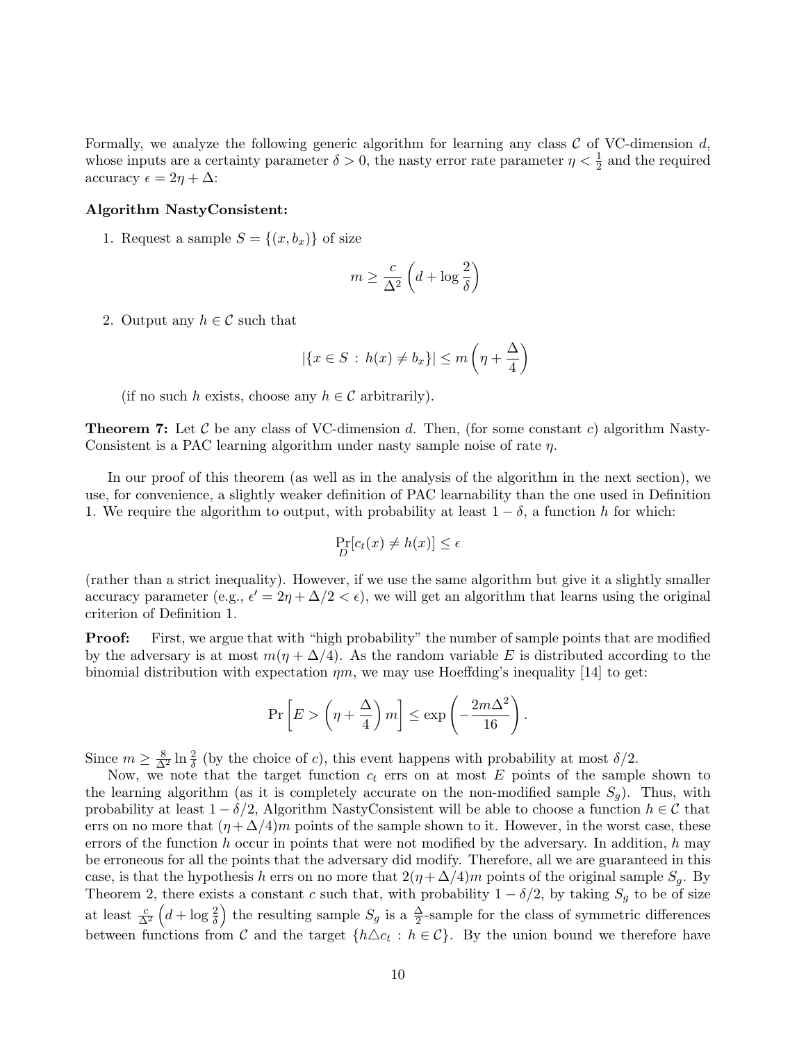Formally, we analyze the following generic algorithm for learning any class $\mathcal{C}$ of VC-dimension $d$, whose inputs are a certainty parameter $\delta > 0$, the nasty error rate parameter $\eta < \frac{1}{2}$ and the required accuracy $\epsilon = 2\eta + \Delta$:

**Algorithm NastyConsistent:**

1. Request a sample $S = \{(x, b_x)\}$ of size

$$m \geq \frac{c}{\Delta^2}\left(d + \log\frac{2}{\delta}\right)$$

2. Output any $h \in \mathcal{C}$ such that

$$|\{x \in S \,:\, h(x) \neq b_x\}| \leq m\left(\eta + \frac{\Delta}{4}\right)$$

(if no such $h$ exists, choose any $h \in \mathcal{C}$ arbitrarily).

**Theorem 7:** Let $\mathcal{C}$ be any class of VC-dimension $d$. Then, (for some constant $c$) algorithm NastyConsistent is a PAC learning algorithm under nasty sample noise of rate $\eta$.

In our proof of this theorem (as well as in the analysis of the algorithm in the next section), we use, for convenience, a slightly weaker definition of PAC learnability than the one used in Definition 1. We require the algorithm to output, with probability at least $1 - \delta$, a function $h$ for which:

$$\Pr_D[c_t(x) \neq h(x)] \leq \epsilon$$

(rather than a strict inequality). However, if we use the same algorithm but give it a slightly smaller accuracy parameter (e.g., $\epsilon' = 2\eta + \Delta/2 < \epsilon$), we will get an algorithm that learns using the original criterion of Definition 1.

**Proof:** First, we argue that with "high probability" the number of sample points that are modified by the adversary is at most $m(\eta + \Delta/4)$. As the random variable $E$ is distributed according to the binomial distribution with expectation $\eta m$, we may use Hoeffding's inequality [14] to get:

$$\Pr\left[E > \left(\eta + \frac{\Delta}{4}\right)m\right] \leq \exp\left(-\frac{2m\Delta^2}{16}\right).$$

Since $m \geq \frac{8}{\Delta^2}\ln\frac{2}{\delta}$ (by the choice of $c$), this event happens with probability at most $\delta/2$.

Now, we note that the target function $c_t$ errs on at most $E$ points of the sample shown to the learning algorithm (as it is completely accurate on the non-modified sample $S_g$). Thus, with probability at least $1 - \delta/2$, Algorithm NastyConsistent will be able to choose a function $h \in \mathcal{C}$ that errs on no more that $(\eta + \Delta/4)m$ points of the sample shown to it. However, in the worst case, these errors of the function $h$ occur in points that were not modified by the adversary. In addition, $h$ may be erroneous for all the points that the adversary did modify. Therefore, all we are guaranteed in this case, is that the hypothesis $h$ errs on no more that $2(\eta + \Delta/4)m$ points of the original sample $S_g$. By Theorem 2, there exists a constant $c$ such that, with probability $1 - \delta/2$, by taking $S_g$ to be of size at least $\frac{c}{\Delta^2}\left(d + \log\frac{2}{\delta}\right)$ the resulting sample $S_g$ is a $\frac{\Delta}{2}$-sample for the class of symmetric differences between functions from $\mathcal{C}$ and the target $\{h \triangle c_t \,:\, h \in \mathcal{C}\}$. By the union bound we therefore have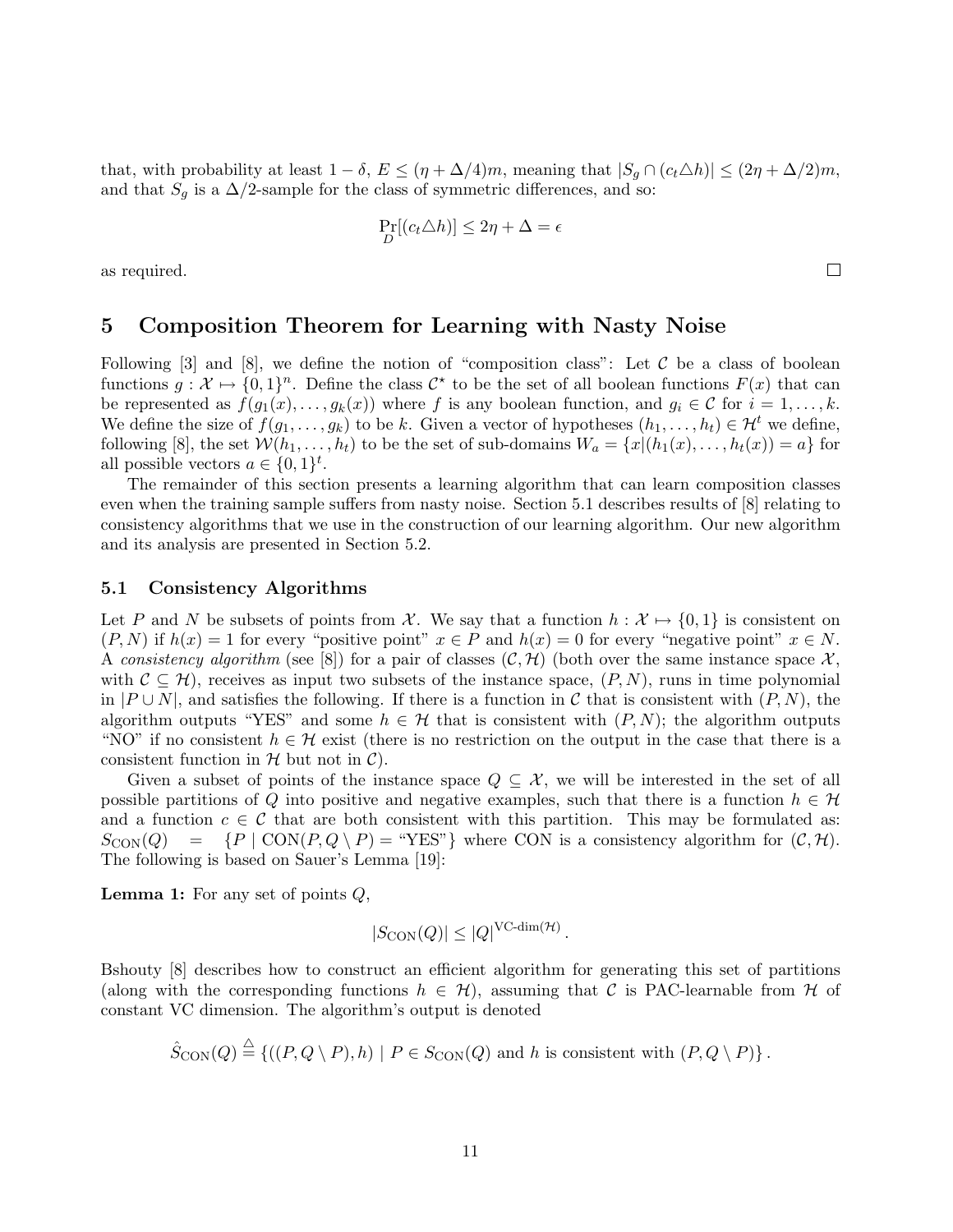that, with probability at least $1 - \delta$, $E \leq (\eta + \Delta/4)m$, meaning that $|S_g \cap (c_t \triangle h)| \leq (2\eta + \Delta/2)m$, and that $S_g$ is a $\Delta/2$-sample for the class of symmetric differences, and so:

$$\Pr_D[(c_t \triangle h)] \leq 2\eta + \Delta = \epsilon$$

as required. □

## 5 Composition Theorem for Learning with Nasty Noise

Following [3] and [8], we define the notion of "composition class": Let $\mathcal{C}$ be a class of boolean functions $g : \mathcal{X} \mapsto \{0,1\}^n$. Define the class $\mathcal{C}^\star$ to be the set of all boolean functions $F(x)$ that can be represented as $f(g_1(x), \ldots, g_k(x))$ where $f$ is any boolean function, and $g_i \in \mathcal{C}$ for $i = 1, \ldots, k$. We define the size of $f(g_1, \ldots, g_k)$ to be $k$. Given a vector of hypotheses $(h_1, \ldots, h_t) \in \mathcal{H}^t$ we define, following [8], the set $\mathcal{W}(h_1, \ldots, h_t)$ to be the set of sub-domains $W_a = \{x | (h_1(x), \ldots, h_t(x)) = a\}$ for all possible vectors $a \in \{0,1\}^t$.

The remainder of this section presents a learning algorithm that can learn composition classes even when the training sample suffers from nasty noise. Section 5.1 describes results of [8] relating to consistency algorithms that we use in the construction of our learning algorithm. Our new algorithm and its analysis are presented in Section 5.2.

### 5.1 Consistency Algorithms

Let $P$ and $N$ be subsets of points from $\mathcal{X}$. We say that a function $h : \mathcal{X} \mapsto \{0,1\}$ is consistent on $(P, N)$ if $h(x) = 1$ for every "positive point" $x \in P$ and $h(x) = 0$ for every "negative point" $x \in N$. A *consistency algorithm* (see [8]) for a pair of classes $(\mathcal{C}, \mathcal{H})$ (both over the same instance space $\mathcal{X}$, with $\mathcal{C} \subseteq \mathcal{H}$), receives as input two subsets of the instance space, $(P, N)$, runs in time polynomial in $|P \cup N|$, and satisfies the following. If there is a function in $\mathcal{C}$ that is consistent with $(P, N)$, the algorithm outputs "YES" and some $h \in \mathcal{H}$ that is consistent with $(P, N)$; the algorithm outputs "NO" if no consistent $h \in \mathcal{H}$ exist (there is no restriction on the output in the case that there is a consistent function in $\mathcal{H}$ but not in $\mathcal{C}$).

Given a subset of points of the instance space $Q \subseteq \mathcal{X}$, we will be interested in the set of all possible partitions of $Q$ into positive and negative examples, such that there is a function $h \in \mathcal{H}$ and a function $c \in \mathcal{C}$ that are both consistent with this partition. This may be formulated as: $S_{\mathrm{CON}}(Q) \;=\; \{P \mid \mathrm{CON}(P, Q \setminus P) = \text{"YES"}\}$ where CON is a consistency algorithm for $(\mathcal{C}, \mathcal{H})$. The following is based on Sauer's Lemma [19]:

**Lemma 1:** For any set of points $Q$,

$$|S_{\mathrm{CON}}(Q)| \leq |Q|^{\text{VC-dim}(\mathcal{H})}.$$

Bshouty [8] describes how to construct an efficient algorithm for generating this set of partitions (along with the corresponding functions $h \in \mathcal{H}$), assuming that $\mathcal{C}$ is PAC-learnable from $\mathcal{H}$ of constant VC dimension. The algorithm's output is denoted

$$\hat{S}_{\mathrm{CON}}(Q) \stackrel{\triangle}{=} \{((P, Q \setminus P), h) \mid P \in S_{\mathrm{CON}}(Q) \text{ and } h \text{ is consistent with } (P, Q \setminus P)\}.$$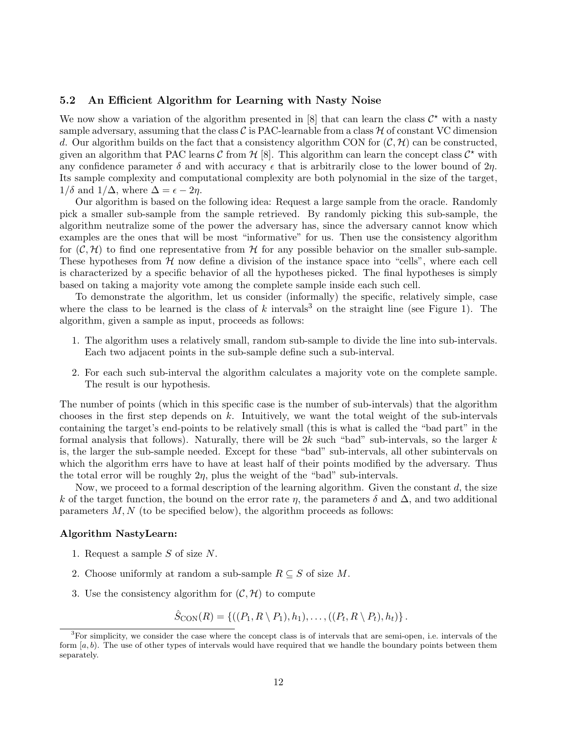### 5.2 An Efficient Algorithm for Learning with Nasty Noise

We now show a variation of the algorithm presented in [8] that can learn the class $\mathcal{C}^\star$ with a nasty sample adversary, assuming that the class $\mathcal{C}$ is PAC-learnable from a class $\mathcal{H}$ of constant VC dimension $d$. Our algorithm builds on the fact that a consistency algorithm CON for $(\mathcal{C}, \mathcal{H})$ can be constructed, given an algorithm that PAC learns $\mathcal{C}$ from $\mathcal{H}$ [8]. This algorithm can learn the concept class $\mathcal{C}^\star$ with any confidence parameter $\delta$ and with accuracy $\epsilon$ that is arbitrarily close to the lower bound of $2\eta$. Its sample complexity and computational complexity are both polynomial in the size of the target, $1/\delta$ and $1/\Delta$, where $\Delta = \epsilon - 2\eta$.

Our algorithm is based on the following idea: Request a large sample from the oracle. Randomly pick a smaller sub-sample from the sample retrieved. By randomly picking this sub-sample, the algorithm neutralize some of the power the adversary has, since the adversary cannot know which examples are the ones that will be most "informative" for us. Then use the consistency algorithm for $(\mathcal{C}, \mathcal{H})$ to find one representative from $\mathcal{H}$ for any possible behavior on the smaller sub-sample. These hypotheses from $\mathcal{H}$ now define a division of the instance space into "cells", where each cell is characterized by a specific behavior of all the hypotheses picked. The final hypotheses is simply based on taking a majority vote among the complete sample inside each such cell.

To demonstrate the algorithm, let us consider (informally) the specific, relatively simple, case where the class to be learned is the class of $k$ intervals[3] on the straight line (see Figure 1). The algorithm, given a sample as input, proceeds as follows:

1. The algorithm uses a relatively small, random sub-sample to divide the line into sub-intervals. Each two adjacent points in the sub-sample define such a sub-interval.
2. For each such sub-interval the algorithm calculates a majority vote on the complete sample. The result is our hypothesis.

The number of points (which in this specific case is the number of sub-intervals) that the algorithm chooses in the first step depends on $k$. Intuitively, we want the total weight of the sub-intervals containing the target's end-points to be relatively small (this is what is called the "bad part" in the formal analysis that follows). Naturally, there will be $2k$ such "bad" sub-intervals, so the larger $k$ is, the larger the sub-sample needed. Except for these "bad" sub-intervals, all other subintervals on which the algorithm errs have to have at least half of their points modified by the adversary. Thus the total error will be roughly $2\eta$, plus the weight of the "bad" sub-intervals.

Now, we proceed to a formal description of the learning algorithm. Given the constant $d$, the size $k$ of the target function, the bound on the error rate $\eta$, the parameters $\delta$ and $\Delta$, and two additional parameters $M, N$ (to be specified below), the algorithm proceeds as follows:

**Algorithm NastyLearn:**

1. Request a sample $S$ of size $N$.
2. Choose uniformly at random a sub-sample $R \subseteq S$ of size $M$.
3. Use the consistency algorithm for $(\mathcal{C}, \mathcal{H})$ to compute

$$\hat{S}_{\text{CON}}(R) = \{((P_1, R \setminus P_1), h_1), \ldots, ((P_t, R \setminus P_t), h_t)\}.$$

[3] For simplicity, we consider the case where the concept class is of intervals that are semi-open, i.e. intervals of the form $[a, b)$. The use of other types of intervals would have required that we handle the boundary points between them separately.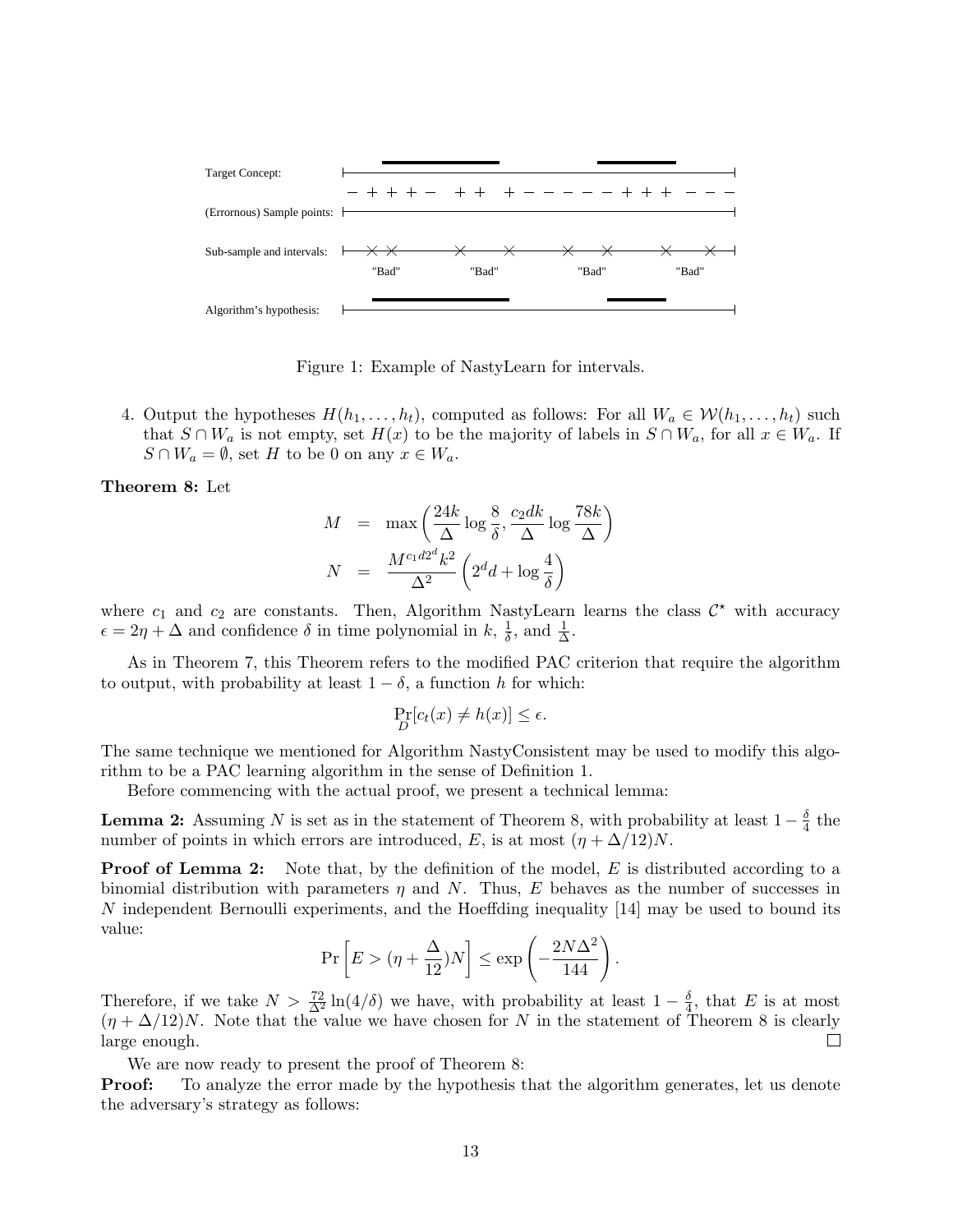Target Concept:

(Errornous) Sample points:

Sub-sample and intervals:

Algorithm's hypothesis:

Figure 1: Example of NastyLearn for intervals.

4. Output the hypotheses $H(h_1, \ldots, h_t)$, computed as follows: For all $W_a \in \mathcal{W}(h_1, \ldots, h_t)$ such that $S \cap W_a$ is not empty, set $H(x)$ to be the majority of labels in $S \cap W_a$, for all $x \in W_a$. If $S \cap W_a = \emptyset$, set $H$ to be 0 on any $x \in W_a$.

**Theorem 8:** Let

$$
\begin{aligned}
M &= \max\left(\frac{24k}{\Delta}\log\frac{8}{\delta}, \frac{c_2 dk}{\Delta}\log\frac{78k}{\Delta}\right) \\
N &= \frac{M^{c_1 d 2^d} k^2}{\Delta^2}\left(2^d d + \log\frac{4}{\delta}\right)
\end{aligned}
$$

where $c_1$ and $c_2$ are constants. Then, Algorithm NastyLearn learns the class $\mathcal{C}^\star$ with accuracy $\epsilon = 2\eta + \Delta$ and confidence $\delta$ in time polynomial in $k$, $\frac{1}{\delta}$, and $\frac{1}{\Delta}$.

As in Theorem 7, this Theorem refers to the modified PAC criterion that require the algorithm to output, with probability at least $1 - \delta$, a function $h$ for which:

$$
\Pr_D[c_t(x) \neq h(x)] \leq \epsilon.
$$

The same technique we mentioned for Algorithm NastyConsistent may be used to modify this algorithm to be a PAC learning algorithm in the sense of Definition 1.

Before commencing with the actual proof, we present a technical lemma:

**Lemma 2:** Assuming $N$ is set as in the statement of Theorem 8, with probability at least $1 - \frac{\delta}{4}$ the number of points in which errors are introduced, $E$, is at most $(\eta + \Delta/12)N$.

**Proof of Lemma 2:** Note that, by the definition of the model, $E$ is distributed according to a binomial distribution with parameters $\eta$ and $N$. Thus, $E$ behaves as the number of successes in $N$ independent Bernoulli experiments, and the Hoeffding inequality [14] may be used to bound its value:

$$
\Pr\left[E > (\eta + \frac{\Delta}{12})N\right] \leq \exp\left(-\frac{2N\Delta^2}{144}\right).
$$

Therefore, if we take $N > \frac{72}{\Delta^2}\ln(4/\delta)$ we have, with probability at least $1 - \frac{\delta}{4}$, that $E$ is at most $(\eta + \Delta/12)N$. Note that the value we have chosen for $N$ in the statement of Theorem 8 is clearly large enough. □

We are now ready to present the proof of Theorem 8:

**Proof:** To analyze the error made by the hypothesis that the algorithm generates, let us denote the adversary's strategy as follows: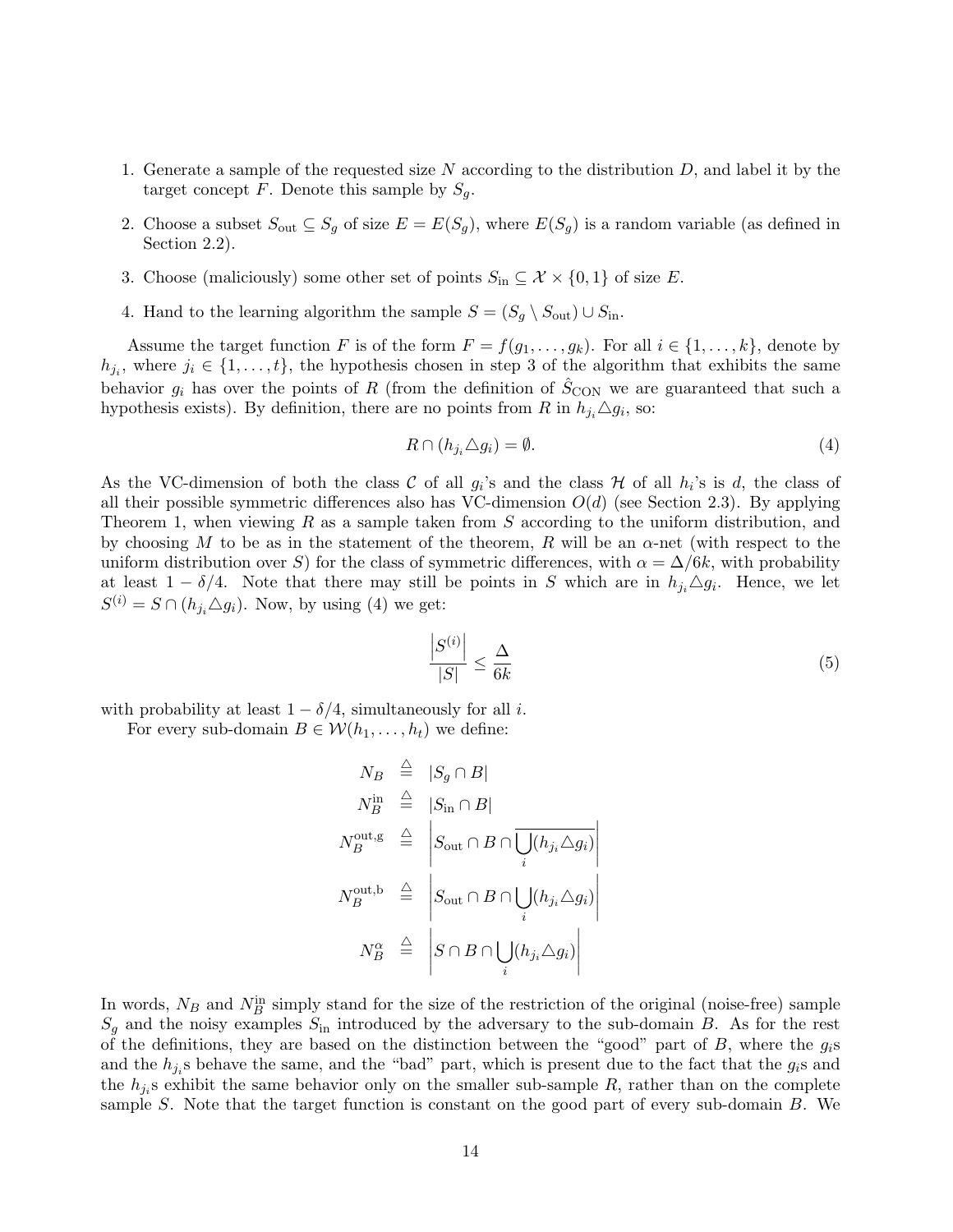1. Generate a sample of the requested size $N$ according to the distribution $D$, and label it by the target concept $F$. Denote this sample by $S_g$.
2. Choose a subset $S_{\text{out}} \subseteq S_g$ of size $E = E(S_g)$, where $E(S_g)$ is a random variable (as defined in Section 2.2).
3. Choose (maliciously) some other set of points $S_{\text{in}} \subseteq \mathcal{X} \times \{0, 1\}$ of size $E$.
4. Hand to the learning algorithm the sample $S = (S_g \setminus S_{\text{out}}) \cup S_{\text{in}}$.

Assume the target function $F$ is of the form $F = f(g_1, \ldots, g_k)$. For all $i \in \{1, \ldots, k\}$, denote by $h_{j_i}$, where $j_i \in \{1, \ldots, t\}$, the hypothesis chosen in step 3 of the algorithm that exhibits the same behavior $g_i$ has over the points of $R$ (from the definition of $\hat{S}_{\text{CON}}$ we are guaranteed that such a hypothesis exists). By definition, there are no points from $R$ in $h_{j_i} \triangle g_i$, so:

$$R \cap (h_{j_i} \triangle g_i) = \emptyset. \tag{4}$$

As the VC-dimension of both the class $\mathcal{C}$ of all $g_i$'s and the class $\mathcal{H}$ of all $h_i$'s is $d$, the class of all their possible symmetric differences also has VC-dimension $O(d)$ (see Section 2.3). By applying Theorem 1, when viewing $R$ as a sample taken from $S$ according to the uniform distribution, and by choosing $M$ to be as in the statement of the theorem, $R$ will be an $\alpha$-net (with respect to the uniform distribution over $S$) for the class of symmetric differences, with $\alpha = \Delta/6k$, with probability at least $1 - \delta/4$. Note that there may still be points in $S$ which are in $h_{j_i} \triangle g_i$. Hence, we let $S^{(i)} = S \cap (h_{j_i} \triangle g_i)$. Now, by using (4) we get:

$$\frac{\left|S^{(i)}\right|}{|S|} \leq \frac{\Delta}{6k} \tag{5}$$

with probability at least $1 - \delta/4$, simultaneously for all $i$.

For every sub-domain $B \in \mathcal{W}(h_1, \ldots, h_t)$ we define:

$$\begin{aligned}
N_B &\triangleq |S_g \cap B| \\
N_B^{\text{in}} &\triangleq |S_{\text{in}} \cap B| \\
N_B^{\text{out,g}} &\triangleq \left| S_{\text{out}} \cap B \cap \overline{\bigcup_i (h_{j_i} \triangle g_i)} \right| \\
N_B^{\text{out,b}} &\triangleq \left| S_{\text{out}} \cap B \cap \bigcup_i (h_{j_i} \triangle g_i) \right| \\
N_B^{\alpha} &\triangleq \left| S \cap B \cap \bigcup_i (h_{j_i} \triangle g_i) \right|
\end{aligned}$$

In words, $N_B$ and $N_B^{\text{in}}$ simply stand for the size of the restriction of the original (noise-free) sample $S_g$ and the noisy examples $S_{\text{in}}$ introduced by the adversary to the sub-domain $B$. As for the rest of the definitions, they are based on the distinction between the "good" part of $B$, where the $g_i$s and the $h_{j_i}$s behave the same, and the "bad" part, which is present due to the fact that the $g_i$s and the $h_{j_i}$s exhibit the same behavior only on the smaller sub-sample $R$, rather than on the complete sample $S$. Note that the target function is constant on the good part of every sub-domain $B$. We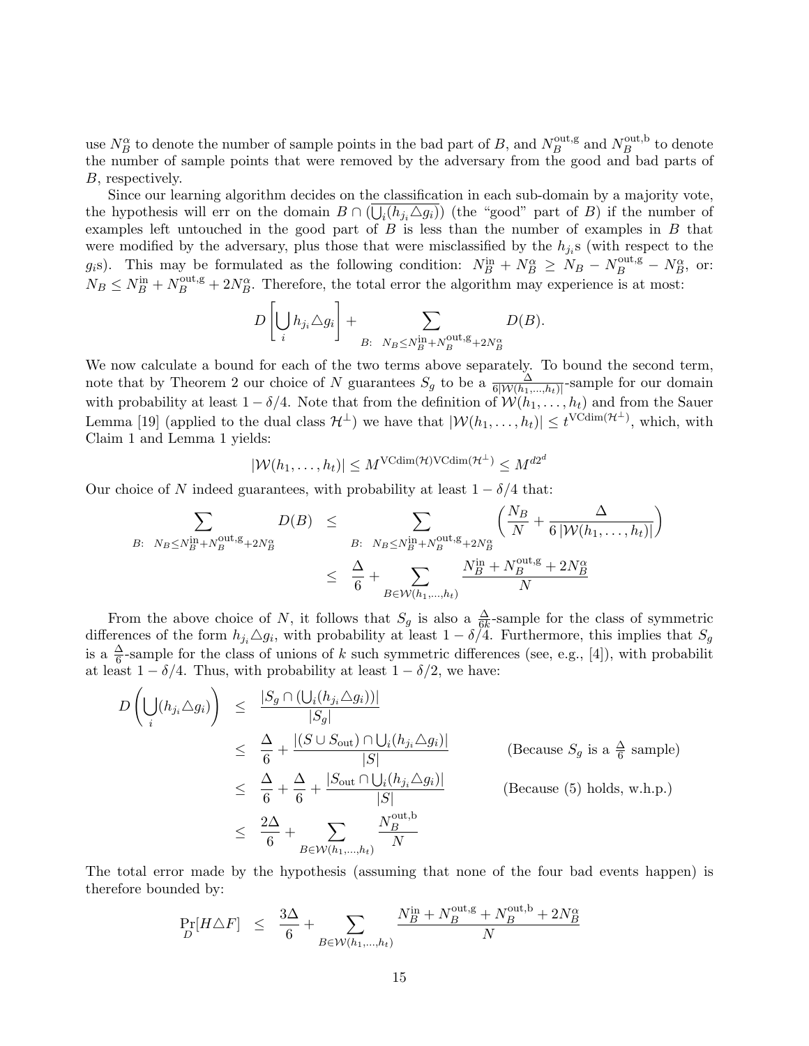use $N_B^{\alpha}$ to denote the number of sample points in the bad part of $B$, and $N_B^{\mathrm{out,g}}$ and $N_B^{\mathrm{out,b}}$ to denote the number of sample points that were removed by the adversary from the good and bad parts of $B$, respectively.

Since our learning algorithm decides on the classification in each sub-domain by a majority vote, the hypothesis will err on the domain $B \cap (\overline{\bigcup_i (h_{j_i} \triangle g_i)})$ (the "good" part of $B$) if the number of examples left untouched in the good part of $B$ is less than the number of examples in $B$ that were modified by the adversary, plus those that were misclassified by the $h_{j_i}$s (with respect to the $g_i$s). This may be formulated as the following condition: $N_B^{\mathrm{in}} + N_B^{\alpha} \geq N_B - N_B^{\mathrm{out,g}} - N_B^{\alpha}$, or: $N_B \leq N_B^{\mathrm{in}} + N_B^{\mathrm{out,g}} + 2N_B^{\alpha}$. Therefore, the total error the algorithm may experience is at most:

$$D\left[\bigcup_i h_{j_i} \triangle g_i\right] + \sum_{B:\ \ N_B \leq N_B^{\mathrm{in}} + N_B^{\mathrm{out,g}} + 2N_B^{\alpha}} D(B).$$

We now calculate a bound for each of the two terms above separately. To bound the second term, note that by Theorem 2 our choice of $N$ guarantees $S_g$ to be a $\frac{\Delta}{6|\mathcal{W}(h_1,\ldots,h_t)|}$-sample for our domain with probability at least $1 - \delta/4$. Note that from the definition of $\mathcal{W}(h_1, \ldots, h_t)$ and from the Sauer Lemma [19] (applied to the dual class $\mathcal{H}^{\perp}$) we have that $|\mathcal{W}(h_1, \ldots, h_t)| \leq t^{\mathrm{VCdim}(\mathcal{H}^{\perp})}$, which, with Claim 1 and Lemma 1 yields:

$$|\mathcal{W}(h_1, \ldots, h_t)| \leq M^{\mathrm{VCdim}(\mathcal{H})\mathrm{VCdim}(\mathcal{H}^{\perp})} \leq M^{d2^d}$$

Our choice of $N$ indeed guarantees, with probability at least $1 - \delta/4$ that:

$$\begin{aligned}
\sum_{B:\ \ N_B \leq N_B^{\mathrm{in}} + N_B^{\mathrm{out,g}} + 2N_B^{\alpha}} D(B) &\leq \sum_{B:\ \ N_B \leq N_B^{\mathrm{in}} + N_B^{\mathrm{out,g}} + 2N_B^{\alpha}} \left(\frac{N_B}{N} + \frac{\Delta}{6\,|\mathcal{W}(h_1, \ldots, h_t)|}\right) \\
&\leq \frac{\Delta}{6} + \sum_{B \in \mathcal{W}(h_1,\ldots,h_t)} \frac{N_B^{\mathrm{in}} + N_B^{\mathrm{out,g}} + 2N_B^{\alpha}}{N}
\end{aligned}$$

From the above choice of $N$, it follows that $S_g$ is also a $\frac{\Delta}{6k}$-sample for the class of symmetric differences of the form $h_{j_i} \triangle g_i$, with probability at least $1 - \delta/4$. Furthermore, this implies that $S_g$ is a $\frac{\Delta}{6}$-sample for the class of unions of $k$ such symmetric differences (see, e.g., [4]), with probabilit at least $1 - \delta/4$. Thus, with probability at least $1 - \delta/2$, we have:

$$\begin{aligned}
D\left(\bigcup_i (h_{j_i} \triangle g_i)\right) &\leq \frac{|S_g \cap (\bigcup_i (h_{j_i} \triangle g_i))|}{|S_g|} \\
&\leq \frac{\Delta}{6} + \frac{|(S \cup S_{\mathrm{out}}) \cap \bigcup_i (h_{j_i} \triangle g_i)|}{|S|} && \text{(Because } S_g \text{ is a } \tfrac{\Delta}{6} \text{ sample)} \\
&\leq \frac{\Delta}{6} + \frac{\Delta}{6} + \frac{|S_{\mathrm{out}} \cap \bigcup_i (h_{j_i} \triangle g_i)|}{|S|} && \text{(Because (5) holds, w.h.p.)} \\
&\leq \frac{2\Delta}{6} + \sum_{B \in \mathcal{W}(h_1,\ldots,h_t)} \frac{N_B^{\mathrm{out,b}}}{N}
\end{aligned}$$

The total error made by the hypothesis (assuming that none of the four bad events happen) is therefore bounded by:

$$\Pr_D[H \triangle F] \leq \frac{3\Delta}{6} + \sum_{B \in \mathcal{W}(h_1,\ldots,h_t)} \frac{N_B^{\mathrm{in}} + N_B^{\mathrm{out,g}} + N_B^{\mathrm{out,b}} + 2N_B^{\alpha}}{N}$$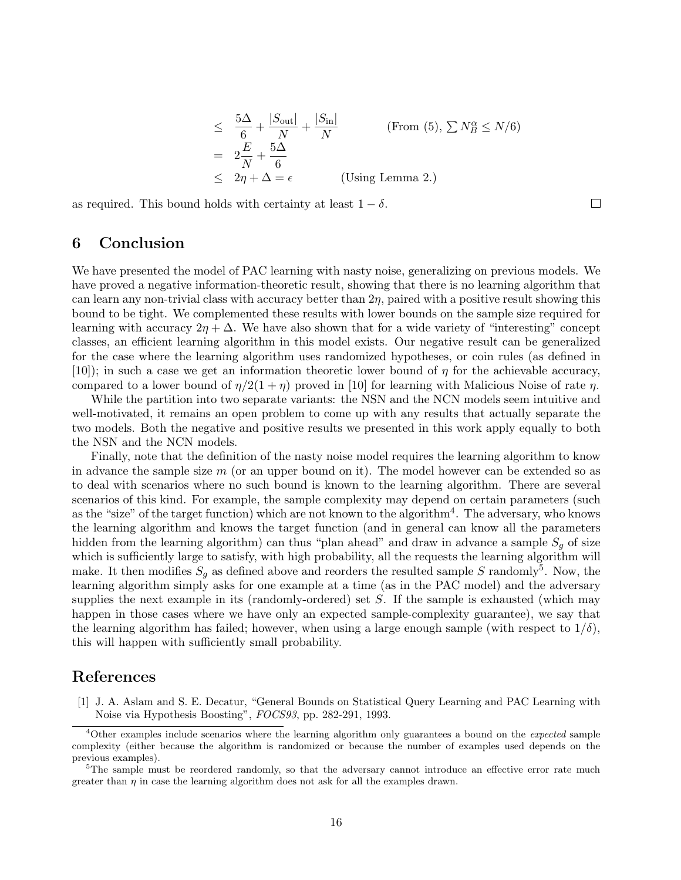$$
\begin{aligned}
&\leq \frac{5\Delta}{6} + \frac{|S_{\text{out}}|}{N} + \frac{|S_{\text{in}}|}{N} \qquad \text{(From (5), } \textstyle\sum N_B^\alpha \leq N/6\text{)} \\
&= 2\frac{E}{N} + \frac{5\Delta}{6} \\
&\leq 2\eta + \Delta = \epsilon \qquad \text{(Using Lemma 2.)}
\end{aligned}
$$

as required. This bound holds with certainty at least $1 - \delta$. □

## 6 Conclusion

We have presented the model of PAC learning with nasty noise, generalizing on previous models. We have proved a negative information-theoretic result, showing that there is no learning algorithm that can learn any non-trivial class with accuracy better than $2\eta$, paired with a positive result showing this bound to be tight. We complemented these results with lower bounds on the sample size required for learning with accuracy $2\eta + \Delta$. We have also shown that for a wide variety of "interesting" concept classes, an efficient learning algorithm in this model exists. Our negative result can be generalized for the case where the learning algorithm uses randomized hypotheses, or coin rules (as defined in [10]); in such a case we get an information theoretic lower bound of $\eta$ for the achievable accuracy, compared to a lower bound of $\eta/2(1+\eta)$ proved in [10] for learning with Malicious Noise of rate $\eta$.

While the partition into two separate variants: the NSN and the NCN models seem intuitive and well-motivated, it remains an open problem to come up with any results that actually separate the two models. Both the negative and positive results we presented in this work apply equally to both the NSN and the NCN models.

Finally, note that the definition of the nasty noise model requires the learning algorithm to know in advance the sample size $m$ (or an upper bound on it). The model however can be extended so as to deal with scenarios where no such bound is known to the learning algorithm. There are several scenarios of this kind. For example, the sample complexity may depend on certain parameters (such as the "size" of the target function) which are not known to the algorithm[4]. The adversary, who knows the learning algorithm and knows the target function (and in general can know all the parameters hidden from the learning algorithm) can thus "plan ahead" and draw in advance a sample $S_g$ of size which is sufficiently large to satisfy, with high probability, all the requests the learning algorithm will make. It then modifies $S_g$ as defined above and reorders the resulted sample $S$ randomly[5]. Now, the learning algorithm simply asks for one example at a time (as in the PAC model) and the adversary supplies the next example in its (randomly-ordered) set $S$. If the sample is exhausted (which may happen in those cases where we have only an expected sample-complexity guarantee), we say that the learning algorithm has failed; however, when using a large enough sample (with respect to $1/\delta$), this will happen with sufficiently small probability.

## References

[1] J. A. Aslam and S. E. Decatur, "General Bounds on Statistical Query Learning and PAC Learning with Noise via Hypothesis Boosting", *FOCS93*, pp. 282-291, 1993.

---

[4] Other examples include scenarios where the learning algorithm only guarantees a bound on the *expected* sample complexity (either because the algorithm is randomized or because the number of examples used depends on the previous examples).

[5] The sample must be reordered randomly, so that the adversary cannot introduce an effective error rate much greater than $\eta$ in case the learning algorithm does not ask for all the examples drawn.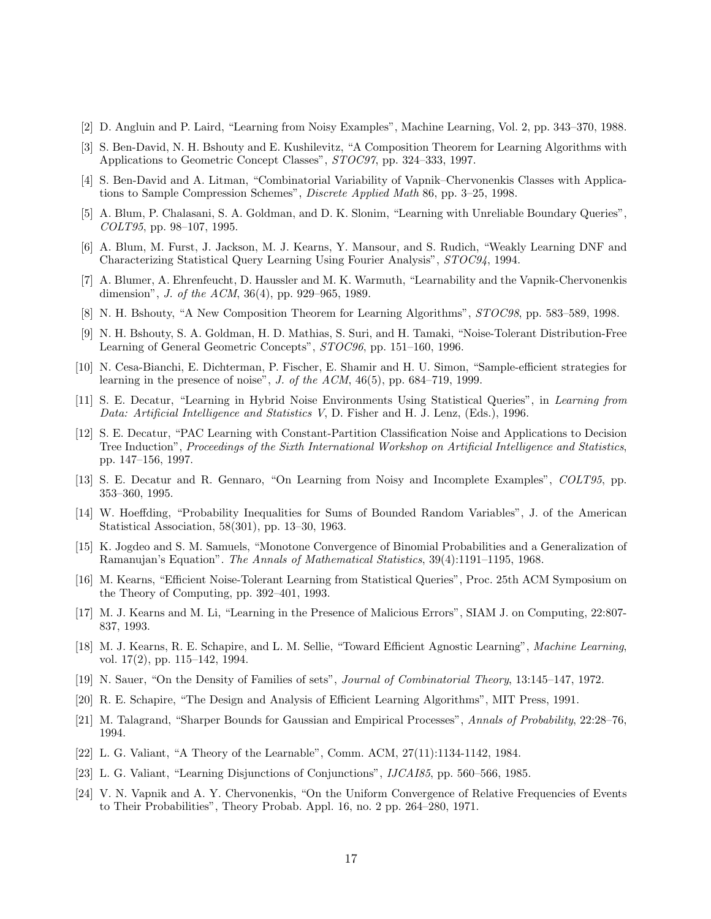[2] D. Angluin and P. Laird, "Learning from Noisy Examples", Machine Learning, Vol. 2, pp. 343–370, 1988.

[3] S. Ben-David, N. H. Bshouty and E. Kushilevitz, "A Composition Theorem for Learning Algorithms with Applications to Geometric Concept Classes", *STOC97*, pp. 324–333, 1997.

[4] S. Ben-David and A. Litman, "Combinatorial Variability of Vapnik–Chervonenkis Classes with Applications to Sample Compression Schemes", *Discrete Applied Math* 86, pp. 3–25, 1998.

[5] A. Blum, P. Chalasani, S. A. Goldman, and D. K. Slonim, "Learning with Unreliable Boundary Queries", *COLT95*, pp. 98–107, 1995.

[6] A. Blum, M. Furst, J. Jackson, M. J. Kearns, Y. Mansour, and S. Rudich, "Weakly Learning DNF and Characterizing Statistical Query Learning Using Fourier Analysis", *STOC94*, 1994.

[7] A. Blumer, A. Ehrenfeucht, D. Haussler and M. K. Warmuth, "Learnability and the Vapnik-Chervonenkis dimension", *J. of the ACM*, 36(4), pp. 929–965, 1989.

[8] N. H. Bshouty, "A New Composition Theorem for Learning Algorithms", *STOC98*, pp. 583–589, 1998.

[9] N. H. Bshouty, S. A. Goldman, H. D. Mathias, S. Suri, and H. Tamaki, "Noise-Tolerant Distribution-Free Learning of General Geometric Concepts", *STOC96*, pp. 151–160, 1996.

[10] N. Cesa-Bianchi, E. Dichterman, P. Fischer, E. Shamir and H. U. Simon, "Sample-efficient strategies for learning in the presence of noise", *J. of the ACM*, 46(5), pp. 684–719, 1999.

[11] S. E. Decatur, "Learning in Hybrid Noise Environments Using Statistical Queries", in *Learning from Data: Artificial Intelligence and Statistics V*, D. Fisher and H. J. Lenz, (Eds.), 1996.

[12] S. E. Decatur, "PAC Learning with Constant-Partition Classification Noise and Applications to Decision Tree Induction", *Proceedings of the Sixth International Workshop on Artificial Intelligence and Statistics*, pp. 147–156, 1997.

[13] S. E. Decatur and R. Gennaro, "On Learning from Noisy and Incomplete Examples", *COLT95*, pp. 353–360, 1995.

[14] W. Hoeffding, "Probability Inequalities for Sums of Bounded Random Variables", J. of the American Statistical Association, 58(301), pp. 13–30, 1963.

[15] K. Jogdeo and S. M. Samuels, "Monotone Convergence of Binomial Probabilities and a Generalization of Ramanujan's Equation". *The Annals of Mathematical Statistics*, 39(4):1191–1195, 1968.

[16] M. Kearns, "Efficient Noise-Tolerant Learning from Statistical Queries", Proc. 25th ACM Symposium on the Theory of Computing, pp. 392–401, 1993.

[17] M. J. Kearns and M. Li, "Learning in the Presence of Malicious Errors", SIAM J. on Computing, 22:807-837, 1993.

[18] M. J. Kearns, R. E. Schapire, and L. M. Sellie, "Toward Efficient Agnostic Learning", *Machine Learning*, vol. 17(2), pp. 115–142, 1994.

[19] N. Sauer, "On the Density of Families of sets", *Journal of Combinatorial Theory*, 13:145–147, 1972.

[20] R. E. Schapire, "The Design and Analysis of Efficient Learning Algorithms", MIT Press, 1991.

[21] M. Talagrand, "Sharper Bounds for Gaussian and Empirical Processes", *Annals of Probability*, 22:28–76, 1994.

[22] L. G. Valiant, "A Theory of the Learnable", Comm. ACM, 27(11):1134-1142, 1984.

[23] L. G. Valiant, "Learning Disjunctions of Conjunctions", *IJCAI85*, pp. 560–566, 1985.

[24] V. N. Vapnik and A. Y. Chervonenkis, "On the Uniform Convergence of Relative Frequencies of Events to Their Probabilities", Theory Probab. Appl. 16, no. 2 pp. 264–280, 1971.